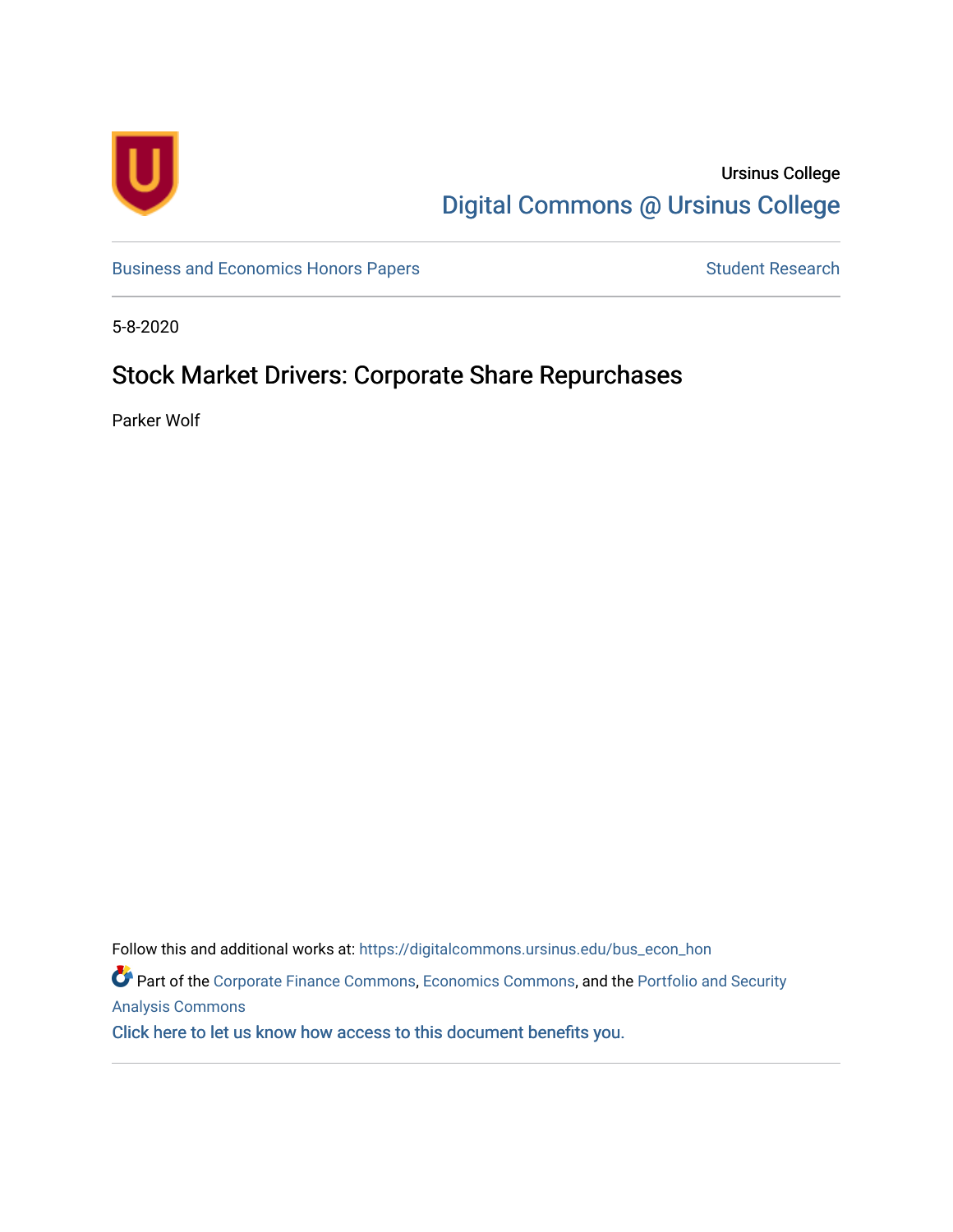Ursinus College

# Digital Commons @ Ursinus College

Business and Economics Honors Papers | Student Research

5-8-2020

# Stock Market Drivers: Corporate Share Repurchases

Parker Wolf

Follow this and additional works at: https://digitalcommons.ursinus.edu/bus_econ_hon

Part of the Corporate Finance Commons, Economics Commons, and the Portfolio and Security Analysis Commons

Click here to let us know how access to this document benefits you.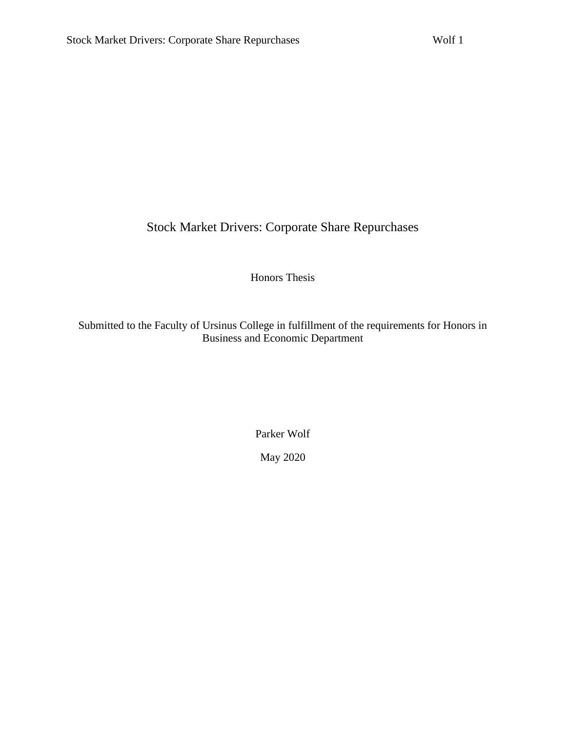# Stock Market Drivers: Corporate Share Repurchases

Honors Thesis

Submitted to the Faculty of Ursinus College in fulfillment of the requirements for Honors in Business and Economic Department

Parker Wolf

May 2020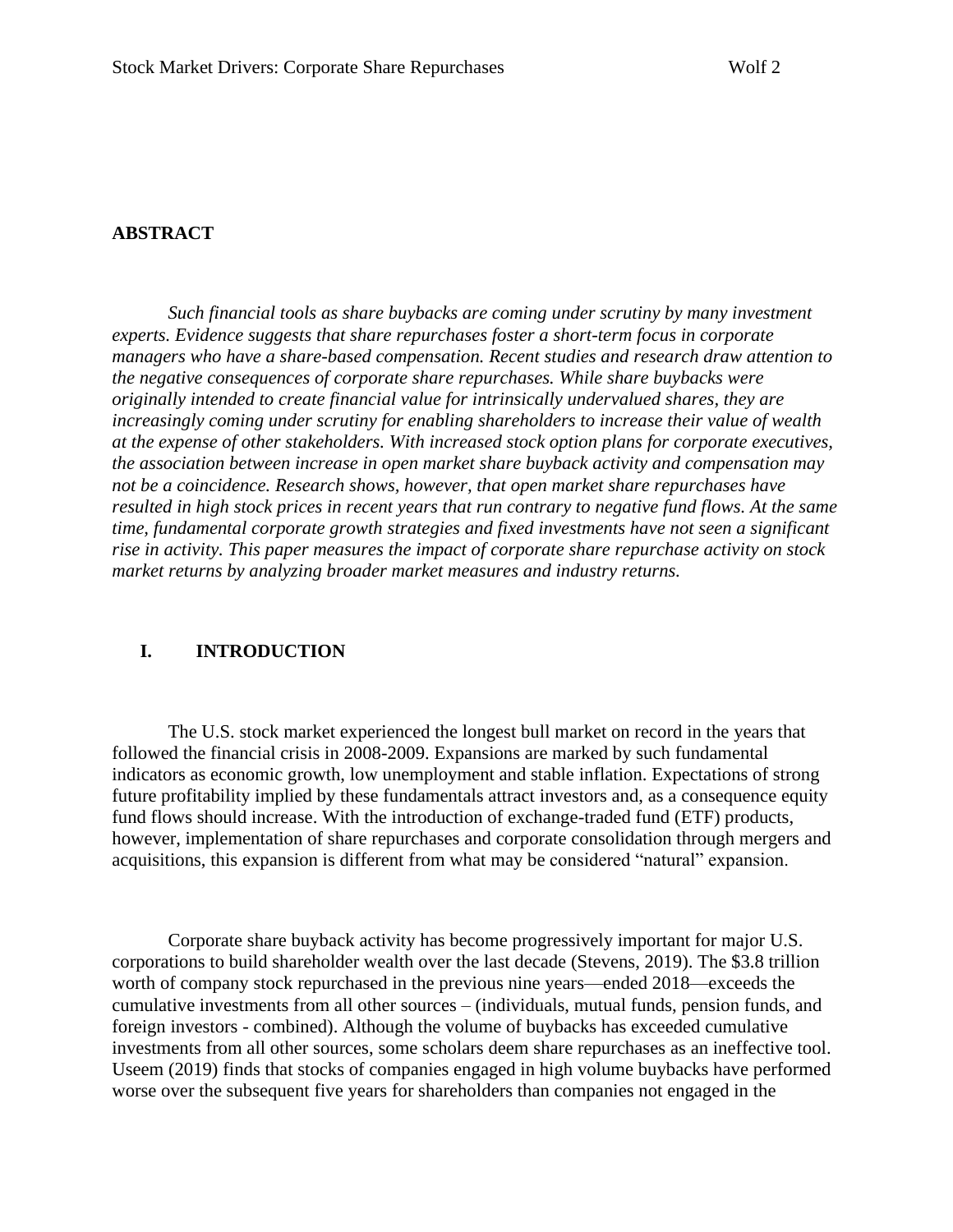## ABSTRACT

*Such financial tools as share buybacks are coming under scrutiny by many investment experts. Evidence suggests that share repurchases foster a short-term focus in corporate managers who have a share-based compensation. Recent studies and research draw attention to the negative consequences of corporate share repurchases. While share buybacks were originally intended to create financial value for intrinsically undervalued shares, they are increasingly coming under scrutiny for enabling shareholders to increase their value of wealth at the expense of other stakeholders. With increased stock option plans for corporate executives, the association between increase in open market share buyback activity and compensation may not be a coincidence. Research shows, however, that open market share repurchases have resulted in high stock prices in recent years that run contrary to negative fund flows. At the same time, fundamental corporate growth strategies and fixed investments have not seen a significant rise in activity. This paper measures the impact of corporate share repurchase activity on stock market returns by analyzing broader market measures and industry returns.*

## I. INTRODUCTION

The U.S. stock market experienced the longest bull market on record in the years that followed the financial crisis in 2008-2009. Expansions are marked by such fundamental indicators as economic growth, low unemployment and stable inflation. Expectations of strong future profitability implied by these fundamentals attract investors and, as a consequence equity fund flows should increase. With the introduction of exchange-traded fund (ETF) products, however, implementation of share repurchases and corporate consolidation through mergers and acquisitions, this expansion is different from what may be considered "natural" expansion.

Corporate share buyback activity has become progressively important for major U.S. corporations to build shareholder wealth over the last decade (Stevens, 2019). The $3.8 trillion worth of company stock repurchased in the previous nine years—ended 2018—exceeds the cumulative investments from all other sources – (individuals, mutual funds, pension funds, and foreign investors - combined). Although the volume of buybacks has exceeded cumulative investments from all other sources, some scholars deem share repurchases as an ineffective tool. Useem (2019) finds that stocks of companies engaged in high volume buybacks have performed worse over the subsequent five years for shareholders than companies not engaged in the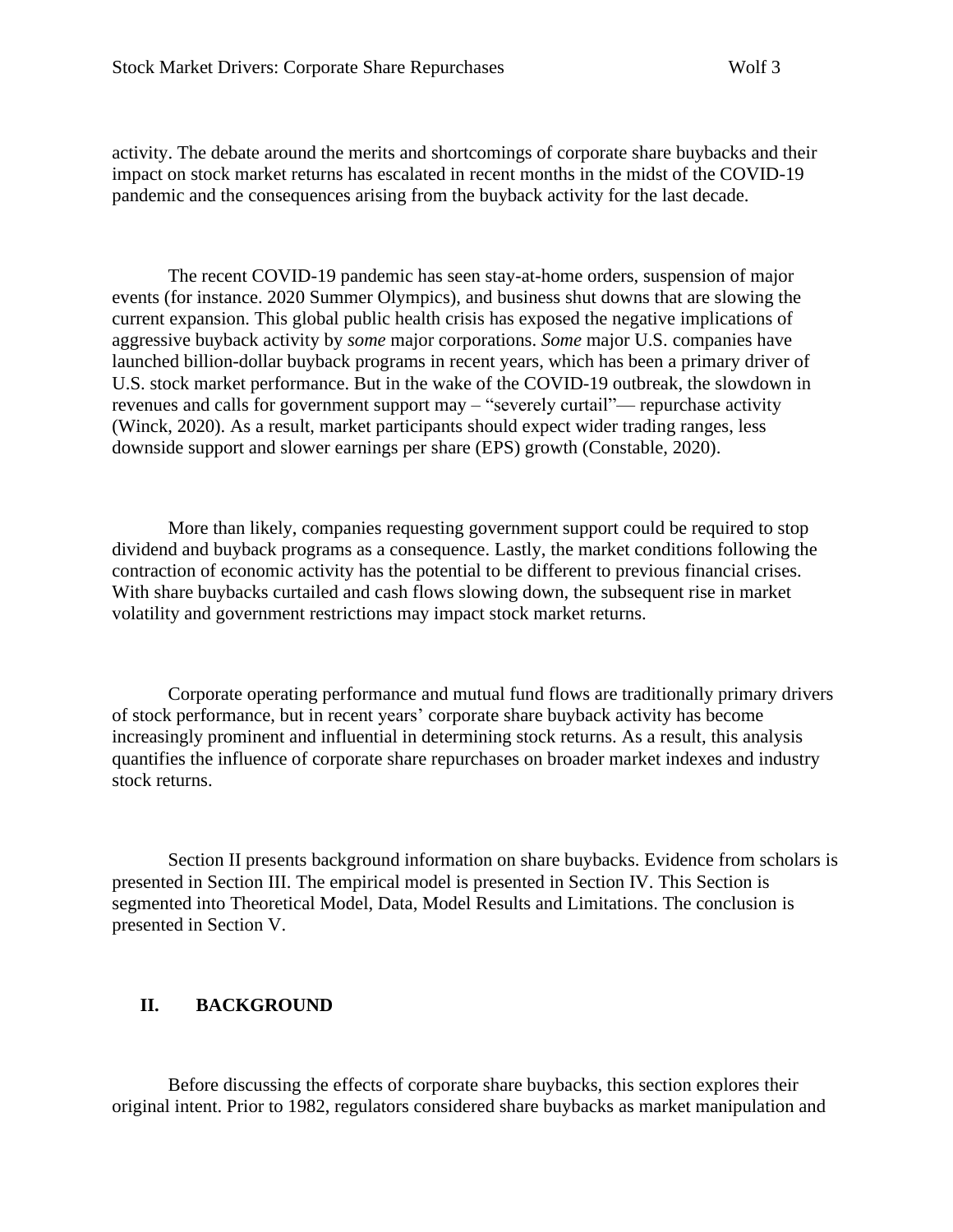activity. The debate around the merits and shortcomings of corporate share buybacks and their impact on stock market returns has escalated in recent months in the midst of the COVID-19 pandemic and the consequences arising from the buyback activity for the last decade.

The recent COVID-19 pandemic has seen stay-at-home orders, suspension of major events (for instance. 2020 Summer Olympics), and business shut downs that are slowing the current expansion. This global public health crisis has exposed the negative implications of aggressive buyback activity by *some* major corporations. *Some* major U.S. companies have launched billion-dollar buyback programs in recent years, which has been a primary driver of U.S. stock market performance. But in the wake of the COVID-19 outbreak, the slowdown in revenues and calls for government support may – "severely curtail"— repurchase activity (Winck, 2020). As a result, market participants should expect wider trading ranges, less downside support and slower earnings per share (EPS) growth (Constable, 2020).

More than likely, companies requesting government support could be required to stop dividend and buyback programs as a consequence. Lastly, the market conditions following the contraction of economic activity has the potential to be different to previous financial crises. With share buybacks curtailed and cash flows slowing down, the subsequent rise in market volatility and government restrictions may impact stock market returns.

Corporate operating performance and mutual fund flows are traditionally primary drivers of stock performance, but in recent years' corporate share buyback activity has become increasingly prominent and influential in determining stock returns. As a result, this analysis quantifies the influence of corporate share repurchases on broader market indexes and industry stock returns.

Section II presents background information on share buybacks. Evidence from scholars is presented in Section III. The empirical model is presented in Section IV. This Section is segmented into Theoretical Model, Data, Model Results and Limitations. The conclusion is presented in Section V.

## II. BACKGROUND

Before discussing the effects of corporate share buybacks, this section explores their original intent. Prior to 1982, regulators considered share buybacks as market manipulation and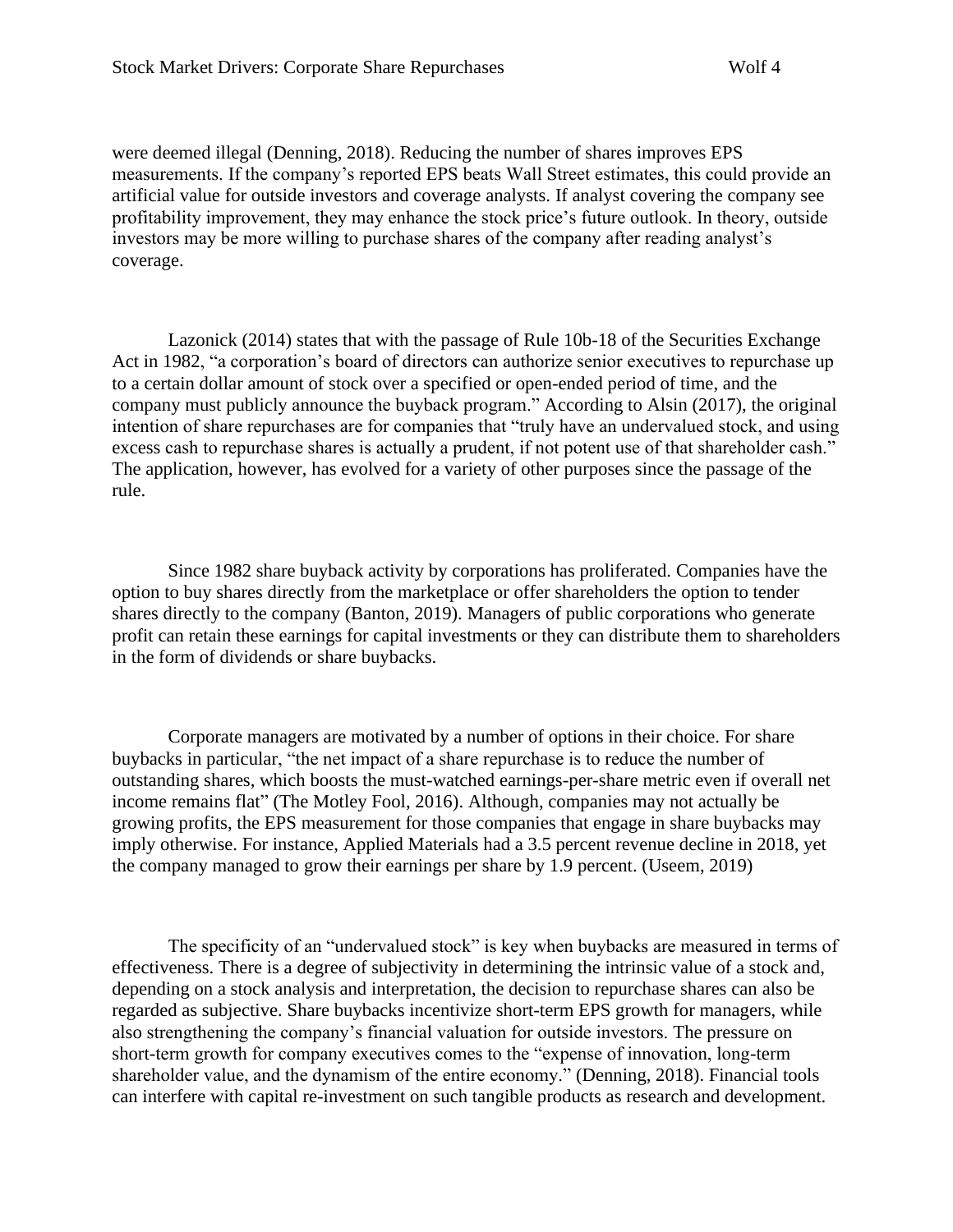were deemed illegal (Denning, 2018). Reducing the number of shares improves EPS measurements. If the company's reported EPS beats Wall Street estimates, this could provide an artificial value for outside investors and coverage analysts. If analyst covering the company see profitability improvement, they may enhance the stock price's future outlook. In theory, outside investors may be more willing to purchase shares of the company after reading analyst's coverage.

Lazonick (2014) states that with the passage of Rule 10b-18 of the Securities Exchange Act in 1982, "a corporation's board of directors can authorize senior executives to repurchase up to a certain dollar amount of stock over a specified or open-ended period of time, and the company must publicly announce the buyback program." According to Alsin (2017), the original intention of share repurchases are for companies that "truly have an undervalued stock, and using excess cash to repurchase shares is actually a prudent, if not potent use of that shareholder cash." The application, however, has evolved for a variety of other purposes since the passage of the rule.

Since 1982 share buyback activity by corporations has proliferated. Companies have the option to buy shares directly from the marketplace or offer shareholders the option to tender shares directly to the company (Banton, 2019). Managers of public corporations who generate profit can retain these earnings for capital investments or they can distribute them to shareholders in the form of dividends or share buybacks.

Corporate managers are motivated by a number of options in their choice. For share buybacks in particular, "the net impact of a share repurchase is to reduce the number of outstanding shares, which boosts the must-watched earnings-per-share metric even if overall net income remains flat" (The Motley Fool, 2016). Although, companies may not actually be growing profits, the EPS measurement for those companies that engage in share buybacks may imply otherwise. For instance, Applied Materials had a 3.5 percent revenue decline in 2018, yet the company managed to grow their earnings per share by 1.9 percent. (Useem, 2019)

The specificity of an "undervalued stock" is key when buybacks are measured in terms of effectiveness. There is a degree of subjectivity in determining the intrinsic value of a stock and, depending on a stock analysis and interpretation, the decision to repurchase shares can also be regarded as subjective. Share buybacks incentivize short-term EPS growth for managers, while also strengthening the company's financial valuation for outside investors. The pressure on short-term growth for company executives comes to the "expense of innovation, long-term shareholder value, and the dynamism of the entire economy." (Denning, 2018). Financial tools can interfere with capital re-investment on such tangible products as research and development.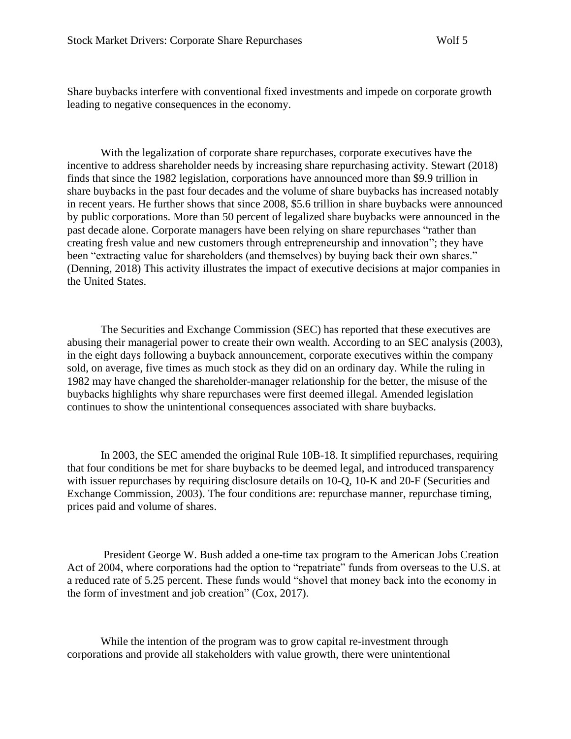Share buybacks interfere with conventional fixed investments and impede on corporate growth leading to negative consequences in the economy.

With the legalization of corporate share repurchases, corporate executives have the incentive to address shareholder needs by increasing share repurchasing activity. Stewart (2018) finds that since the 1982 legislation, corporations have announced more than $9.9 trillion in share buybacks in the past four decades and the volume of share buybacks has increased notably in recent years. He further shows that since 2008, $5.6 trillion in share buybacks were announced by public corporations. More than 50 percent of legalized share buybacks were announced in the past decade alone. Corporate managers have been relying on share repurchases "rather than creating fresh value and new customers through entrepreneurship and innovation"; they have been "extracting value for shareholders (and themselves) by buying back their own shares." (Denning, 2018) This activity illustrates the impact of executive decisions at major companies in the United States.

The Securities and Exchange Commission (SEC) has reported that these executives are abusing their managerial power to create their own wealth. According to an SEC analysis (2003), in the eight days following a buyback announcement, corporate executives within the company sold, on average, five times as much stock as they did on an ordinary day. While the ruling in 1982 may have changed the shareholder-manager relationship for the better, the misuse of the buybacks highlights why share repurchases were first deemed illegal. Amended legislation continues to show the unintentional consequences associated with share buybacks.

In 2003, the SEC amended the original Rule 10B-18. It simplified repurchases, requiring that four conditions be met for share buybacks to be deemed legal, and introduced transparency with issuer repurchases by requiring disclosure details on 10-Q, 10-K and 20-F (Securities and Exchange Commission, 2003). The four conditions are: repurchase manner, repurchase timing, prices paid and volume of shares.

President George W. Bush added a one-time tax program to the American Jobs Creation Act of 2004, where corporations had the option to "repatriate" funds from overseas to the U.S. at a reduced rate of 5.25 percent. These funds would "shovel that money back into the economy in the form of investment and job creation" (Cox, 2017).

While the intention of the program was to grow capital re-investment through corporations and provide all stakeholders with value growth, there were unintentional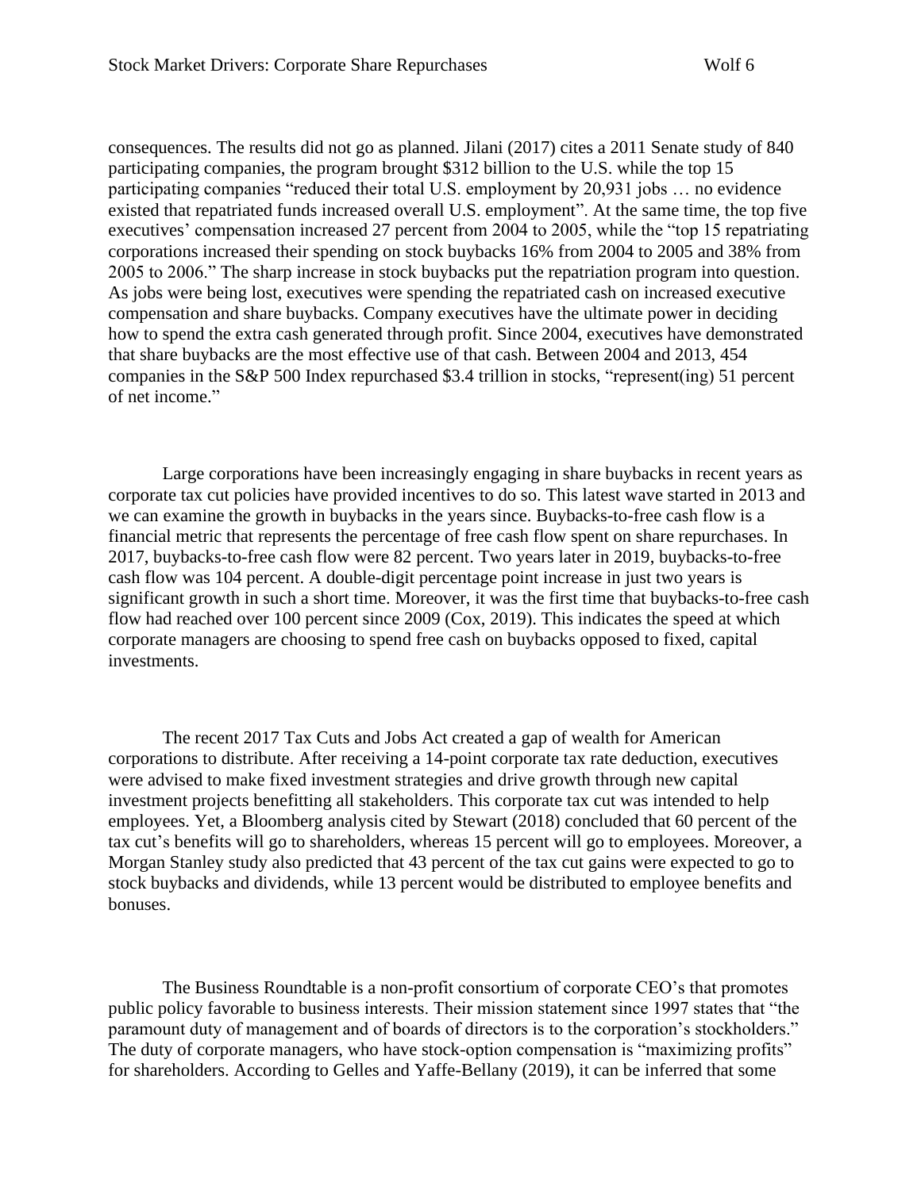consequences. The results did not go as planned. Jilani (2017) cites a 2011 Senate study of 840 participating companies, the program brought $312 billion to the U.S. while the top 15 participating companies "reduced their total U.S. employment by 20,931 jobs … no evidence existed that repatriated funds increased overall U.S. employment". At the same time, the top five executives' compensation increased 27 percent from 2004 to 2005, while the "top 15 repatriating corporations increased their spending on stock buybacks 16% from 2004 to 2005 and 38% from 2005 to 2006." The sharp increase in stock buybacks put the repatriation program into question. As jobs were being lost, executives were spending the repatriated cash on increased executive compensation and share buybacks. Company executives have the ultimate power in deciding how to spend the extra cash generated through profit. Since 2004, executives have demonstrated that share buybacks are the most effective use of that cash. Between 2004 and 2013, 454 companies in the S&P 500 Index repurchased $3.4 trillion in stocks, "represent(ing) 51 percent of net income."

Large corporations have been increasingly engaging in share buybacks in recent years as corporate tax cut policies have provided incentives to do so. This latest wave started in 2013 and we can examine the growth in buybacks in the years since. Buybacks-to-free cash flow is a financial metric that represents the percentage of free cash flow spent on share repurchases. In 2017, buybacks-to-free cash flow were 82 percent. Two years later in 2019, buybacks-to-free cash flow was 104 percent. A double-digit percentage point increase in just two years is significant growth in such a short time. Moreover, it was the first time that buybacks-to-free cash flow had reached over 100 percent since 2009 (Cox, 2019). This indicates the speed at which corporate managers are choosing to spend free cash on buybacks opposed to fixed, capital investments.

The recent 2017 Tax Cuts and Jobs Act created a gap of wealth for American corporations to distribute. After receiving a 14-point corporate tax rate deduction, executives were advised to make fixed investment strategies and drive growth through new capital investment projects benefitting all stakeholders. This corporate tax cut was intended to help employees. Yet, a Bloomberg analysis cited by Stewart (2018) concluded that 60 percent of the tax cut's benefits will go to shareholders, whereas 15 percent will go to employees. Moreover, a Morgan Stanley study also predicted that 43 percent of the tax cut gains were expected to go to stock buybacks and dividends, while 13 percent would be distributed to employee benefits and bonuses.

The Business Roundtable is a non-profit consortium of corporate CEO's that promotes public policy favorable to business interests. Their mission statement since 1997 states that "the paramount duty of management and of boards of directors is to the corporation's stockholders." The duty of corporate managers, who have stock-option compensation is "maximizing profits" for shareholders. According to Gelles and Yaffe-Bellany (2019), it can be inferred that some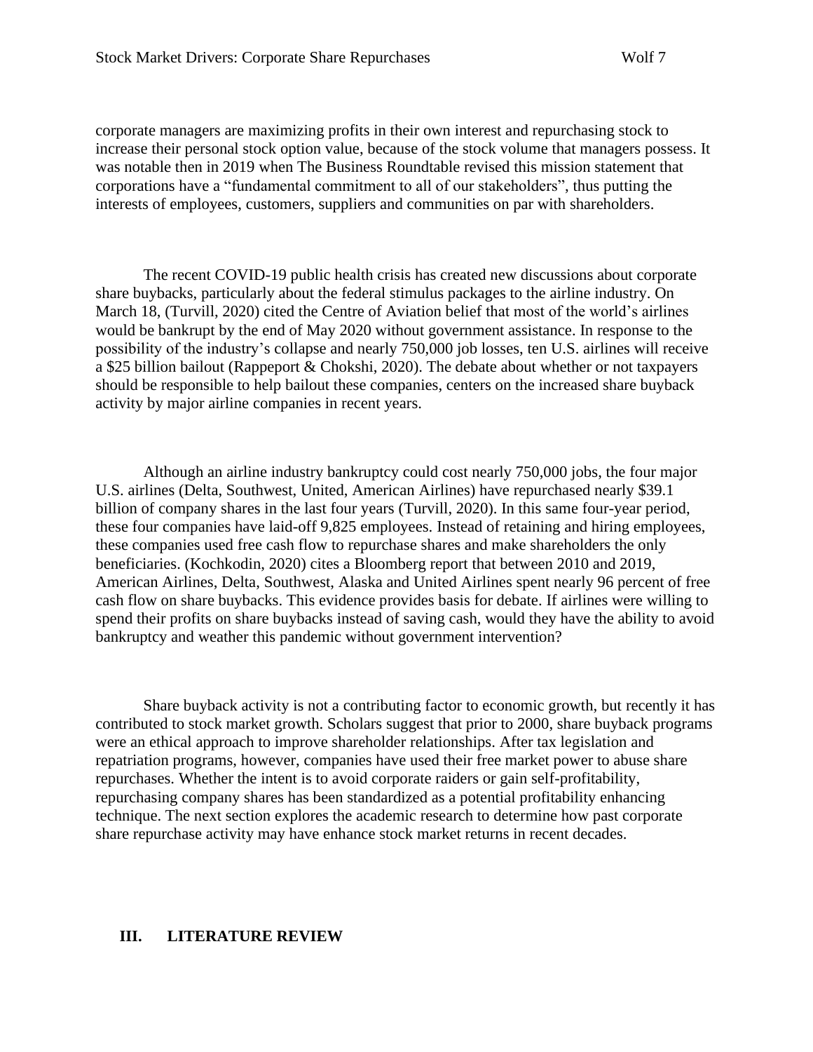corporate managers are maximizing profits in their own interest and repurchasing stock to increase their personal stock option value, because of the stock volume that managers possess. It was notable then in 2019 when The Business Roundtable revised this mission statement that corporations have a "fundamental commitment to all of our stakeholders", thus putting the interests of employees, customers, suppliers and communities on par with shareholders.

The recent COVID-19 public health crisis has created new discussions about corporate share buybacks, particularly about the federal stimulus packages to the airline industry. On March 18, (Turvill, 2020) cited the Centre of Aviation belief that most of the world's airlines would be bankrupt by the end of May 2020 without government assistance. In response to the possibility of the industry's collapse and nearly 750,000 job losses, ten U.S. airlines will receive a $25 billion bailout (Rappeport & Chokshi, 2020). The debate about whether or not taxpayers should be responsible to help bailout these companies, centers on the increased share buyback activity by major airline companies in recent years.

Although an airline industry bankruptcy could cost nearly 750,000 jobs, the four major U.S. airlines (Delta, Southwest, United, American Airlines) have repurchased nearly $39.1 billion of company shares in the last four years (Turvill, 2020). In this same four-year period, these four companies have laid-off 9,825 employees. Instead of retaining and hiring employees, these companies used free cash flow to repurchase shares and make shareholders the only beneficiaries. (Kochkodin, 2020) cites a Bloomberg report that between 2010 and 2019, American Airlines, Delta, Southwest, Alaska and United Airlines spent nearly 96 percent of free cash flow on share buybacks. This evidence provides basis for debate. If airlines were willing to spend their profits on share buybacks instead of saving cash, would they have the ability to avoid bankruptcy and weather this pandemic without government intervention?

Share buyback activity is not a contributing factor to economic growth, but recently it has contributed to stock market growth. Scholars suggest that prior to 2000, share buyback programs were an ethical approach to improve shareholder relationships. After tax legislation and repatriation programs, however, companies have used their free market power to abuse share repurchases. Whether the intent is to avoid corporate raiders or gain self-profitability, repurchasing company shares has been standardized as a potential profitability enhancing technique. The next section explores the academic research to determine how past corporate share repurchase activity may have enhance stock market returns in recent decades.

## III. LITERATURE REVIEW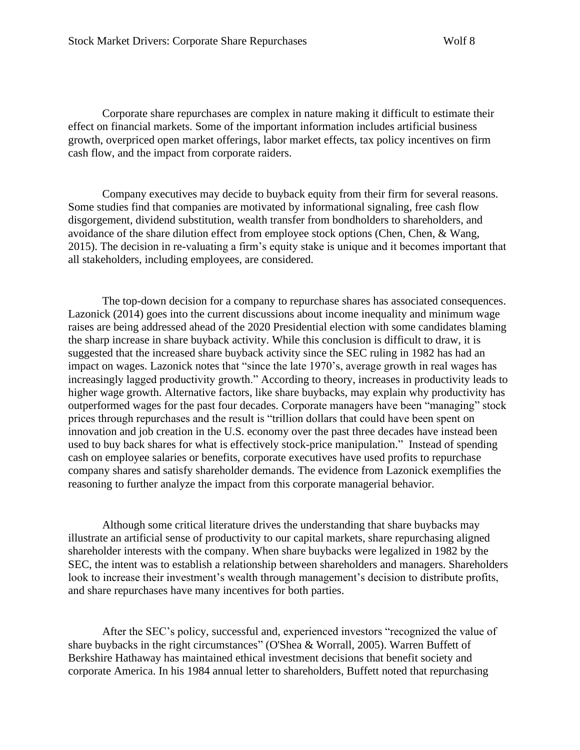Corporate share repurchases are complex in nature making it difficult to estimate their effect on financial markets. Some of the important information includes artificial business growth, overpriced open market offerings, labor market effects, tax policy incentives on firm cash flow, and the impact from corporate raiders.

Company executives may decide to buyback equity from their firm for several reasons. Some studies find that companies are motivated by informational signaling, free cash flow disgorgement, dividend substitution, wealth transfer from bondholders to shareholders, and avoidance of the share dilution effect from employee stock options (Chen, Chen, & Wang, 2015). The decision in re-valuating a firm's equity stake is unique and it becomes important that all stakeholders, including employees, are considered.

The top-down decision for a company to repurchase shares has associated consequences. Lazonick (2014) goes into the current discussions about income inequality and minimum wage raises are being addressed ahead of the 2020 Presidential election with some candidates blaming the sharp increase in share buyback activity. While this conclusion is difficult to draw, it is suggested that the increased share buyback activity since the SEC ruling in 1982 has had an impact on wages. Lazonick notes that "since the late 1970's, average growth in real wages has increasingly lagged productivity growth." According to theory, increases in productivity leads to higher wage growth. Alternative factors, like share buybacks, may explain why productivity has outperformed wages for the past four decades. Corporate managers have been "managing" stock prices through repurchases and the result is "trillion dollars that could have been spent on innovation and job creation in the U.S. economy over the past three decades have instead been used to buy back shares for what is effectively stock-price manipulation." Instead of spending cash on employee salaries or benefits, corporate executives have used profits to repurchase company shares and satisfy shareholder demands. The evidence from Lazonick exemplifies the reasoning to further analyze the impact from this corporate managerial behavior.

Although some critical literature drives the understanding that share buybacks may illustrate an artificial sense of productivity to our capital markets, share repurchasing aligned shareholder interests with the company. When share buybacks were legalized in 1982 by the SEC, the intent was to establish a relationship between shareholders and managers. Shareholders look to increase their investment's wealth through management's decision to distribute profits, and share repurchases have many incentives for both parties.

After the SEC's policy, successful and, experienced investors "recognized the value of share buybacks in the right circumstances" (O'Shea & Worrall, 2005). Warren Buffett of Berkshire Hathaway has maintained ethical investment decisions that benefit society and corporate America. In his 1984 annual letter to shareholders, Buffett noted that repurchasing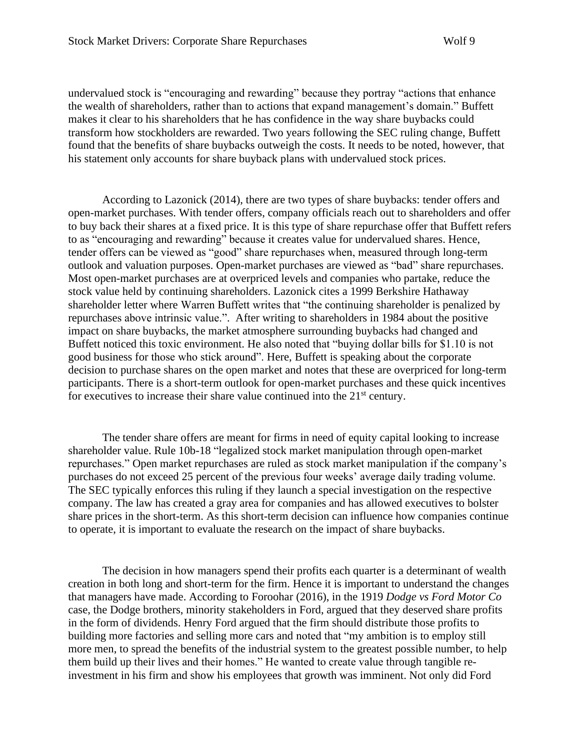undervalued stock is "encouraging and rewarding" because they portray "actions that enhance the wealth of shareholders, rather than to actions that expand management's domain." Buffett makes it clear to his shareholders that he has confidence in the way share buybacks could transform how stockholders are rewarded. Two years following the SEC ruling change, Buffett found that the benefits of share buybacks outweigh the costs. It needs to be noted, however, that his statement only accounts for share buyback plans with undervalued stock prices.

According to Lazonick (2014), there are two types of share buybacks: tender offers and open-market purchases. With tender offers, company officials reach out to shareholders and offer to buy back their shares at a fixed price. It is this type of share repurchase offer that Buffett refers to as "encouraging and rewarding" because it creates value for undervalued shares. Hence, tender offers can be viewed as "good" share repurchases when, measured through long-term outlook and valuation purposes. Open-market purchases are viewed as "bad" share repurchases. Most open-market purchases are at overpriced levels and companies who partake, reduce the stock value held by continuing shareholders. Lazonick cites a 1999 Berkshire Hathaway shareholder letter where Warren Buffett writes that "the continuing shareholder is penalized by repurchases above intrinsic value.". After writing to shareholders in 1984 about the positive impact on share buybacks, the market atmosphere surrounding buybacks had changed and Buffett noticed this toxic environment. He also noted that "buying dollar bills for $1.10 is not good business for those who stick around". Here, Buffett is speaking about the corporate decision to purchase shares on the open market and notes that these are overpriced for long-term participants. There is a short-term outlook for open-market purchases and these quick incentives for executives to increase their share value continued into the 21st century.

The tender share offers are meant for firms in need of equity capital looking to increase shareholder value. Rule 10b-18 "legalized stock market manipulation through open-market repurchases." Open market repurchases are ruled as stock market manipulation if the company's purchases do not exceed 25 percent of the previous four weeks' average daily trading volume. The SEC typically enforces this ruling if they launch a special investigation on the respective company. The law has created a gray area for companies and has allowed executives to bolster share prices in the short-term. As this short-term decision can influence how companies continue to operate, it is important to evaluate the research on the impact of share buybacks.

The decision in how managers spend their profits each quarter is a determinant of wealth creation in both long and short-term for the firm. Hence it is important to understand the changes that managers have made. According to Foroohar (2016), in the 1919 *Dodge vs Ford Motor Co* case, the Dodge brothers, minority stakeholders in Ford, argued that they deserved share profits in the form of dividends. Henry Ford argued that the firm should distribute those profits to building more factories and selling more cars and noted that "my ambition is to employ still more men, to spread the benefits of the industrial system to the greatest possible number, to help them build up their lives and their homes." He wanted to create value through tangible re-investment in his firm and show his employees that growth was imminent. Not only did Ford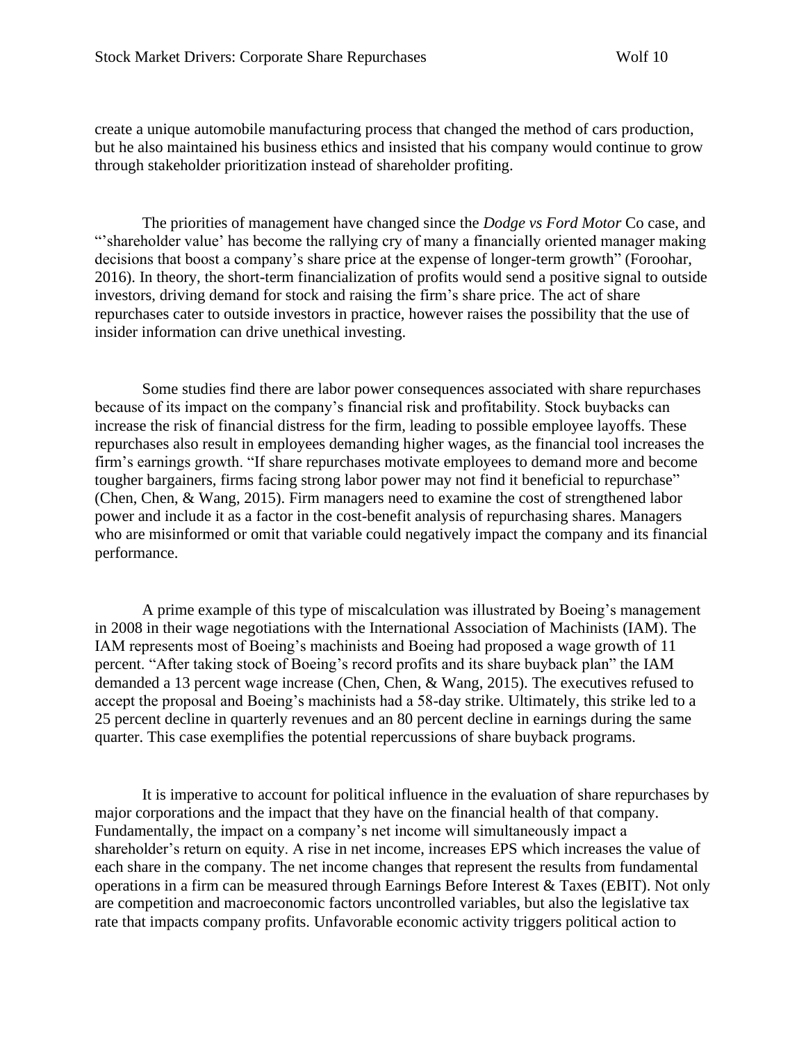create a unique automobile manufacturing process that changed the method of cars production, but he also maintained his business ethics and insisted that his company would continue to grow through stakeholder prioritization instead of shareholder profiting.

The priorities of management have changed since the *Dodge vs Ford Motor* Co case, and "'shareholder value' has become the rallying cry of many a financially oriented manager making decisions that boost a company's share price at the expense of longer-term growth" (Foroohar, 2016). In theory, the short-term financialization of profits would send a positive signal to outside investors, driving demand for stock and raising the firm's share price. The act of share repurchases cater to outside investors in practice, however raises the possibility that the use of insider information can drive unethical investing.

Some studies find there are labor power consequences associated with share repurchases because of its impact on the company's financial risk and profitability. Stock buybacks can increase the risk of financial distress for the firm, leading to possible employee layoffs. These repurchases also result in employees demanding higher wages, as the financial tool increases the firm's earnings growth. "If share repurchases motivate employees to demand more and become tougher bargainers, firms facing strong labor power may not find it beneficial to repurchase" (Chen, Chen, & Wang, 2015). Firm managers need to examine the cost of strengthened labor power and include it as a factor in the cost-benefit analysis of repurchasing shares. Managers who are misinformed or omit that variable could negatively impact the company and its financial performance.

A prime example of this type of miscalculation was illustrated by Boeing's management in 2008 in their wage negotiations with the International Association of Machinists (IAM). The IAM represents most of Boeing's machinists and Boeing had proposed a wage growth of 11 percent. "After taking stock of Boeing's record profits and its share buyback plan" the IAM demanded a 13 percent wage increase (Chen, Chen, & Wang, 2015). The executives refused to accept the proposal and Boeing's machinists had a 58-day strike. Ultimately, this strike led to a 25 percent decline in quarterly revenues and an 80 percent decline in earnings during the same quarter. This case exemplifies the potential repercussions of share buyback programs.

It is imperative to account for political influence in the evaluation of share repurchases by major corporations and the impact that they have on the financial health of that company. Fundamentally, the impact on a company's net income will simultaneously impact a shareholder's return on equity. A rise in net income, increases EPS which increases the value of each share in the company. The net income changes that represent the results from fundamental operations in a firm can be measured through Earnings Before Interest & Taxes (EBIT). Not only are competition and macroeconomic factors uncontrolled variables, but also the legislative tax rate that impacts company profits. Unfavorable economic activity triggers political action to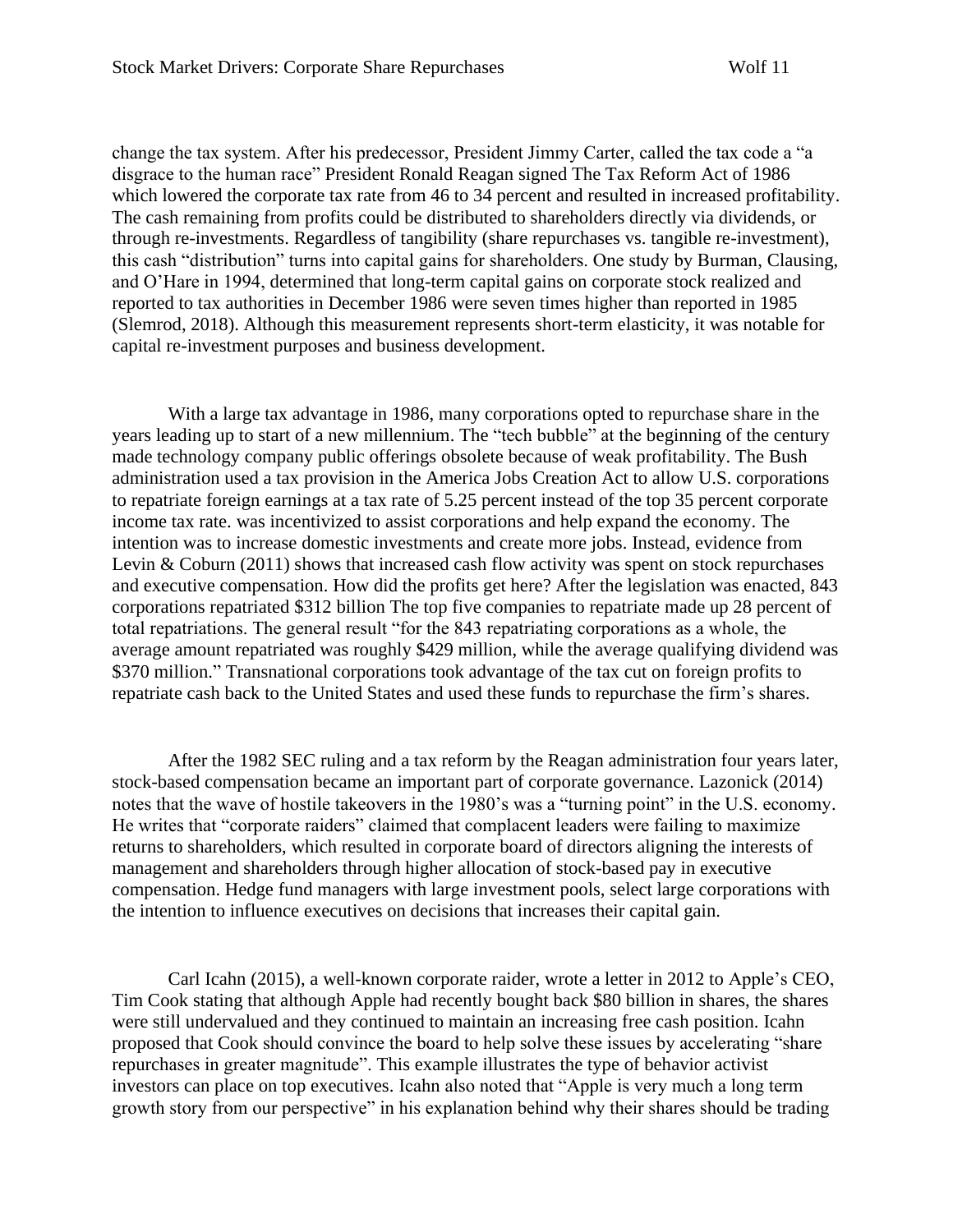change the tax system. After his predecessor, President Jimmy Carter, called the tax code a "a disgrace to the human race" President Ronald Reagan signed The Tax Reform Act of 1986 which lowered the corporate tax rate from 46 to 34 percent and resulted in increased profitability. The cash remaining from profits could be distributed to shareholders directly via dividends, or through re-investments. Regardless of tangibility (share repurchases vs. tangible re-investment), this cash "distribution" turns into capital gains for shareholders. One study by Burman, Clausing, and O'Hare in 1994, determined that long-term capital gains on corporate stock realized and reported to tax authorities in December 1986 were seven times higher than reported in 1985 (Slemrod, 2018). Although this measurement represents short-term elasticity, it was notable for capital re-investment purposes and business development.

With a large tax advantage in 1986, many corporations opted to repurchase share in the years leading up to start of a new millennium. The "tech bubble" at the beginning of the century made technology company public offerings obsolete because of weak profitability. The Bush administration used a tax provision in the America Jobs Creation Act to allow U.S. corporations to repatriate foreign earnings at a tax rate of 5.25 percent instead of the top 35 percent corporate income tax rate. was incentivized to assist corporations and help expand the economy. The intention was to increase domestic investments and create more jobs. Instead, evidence from Levin & Coburn (2011) shows that increased cash flow activity was spent on stock repurchases and executive compensation. How did the profits get here? After the legislation was enacted, 843 corporations repatriated $312 billion The top five companies to repatriate made up 28 percent of total repatriations. The general result "for the 843 repatriating corporations as a whole, the average amount repatriated was roughly $429 million, while the average qualifying dividend was $370 million." Transnational corporations took advantage of the tax cut on foreign profits to repatriate cash back to the United States and used these funds to repurchase the firm's shares.

After the 1982 SEC ruling and a tax reform by the Reagan administration four years later, stock-based compensation became an important part of corporate governance. Lazonick (2014) notes that the wave of hostile takeovers in the 1980's was a "turning point" in the U.S. economy. He writes that "corporate raiders" claimed that complacent leaders were failing to maximize returns to shareholders, which resulted in corporate board of directors aligning the interests of management and shareholders through higher allocation of stock-based pay in executive compensation. Hedge fund managers with large investment pools, select large corporations with the intention to influence executives on decisions that increases their capital gain.

Carl Icahn (2015), a well-known corporate raider, wrote a letter in 2012 to Apple's CEO, Tim Cook stating that although Apple had recently bought back $80 billion in shares, the shares were still undervalued and they continued to maintain an increasing free cash position. Icahn proposed that Cook should convince the board to help solve these issues by accelerating "share repurchases in greater magnitude". This example illustrates the type of behavior activist investors can place on top executives. Icahn also noted that "Apple is very much a long term growth story from our perspective" in his explanation behind why their shares should be trading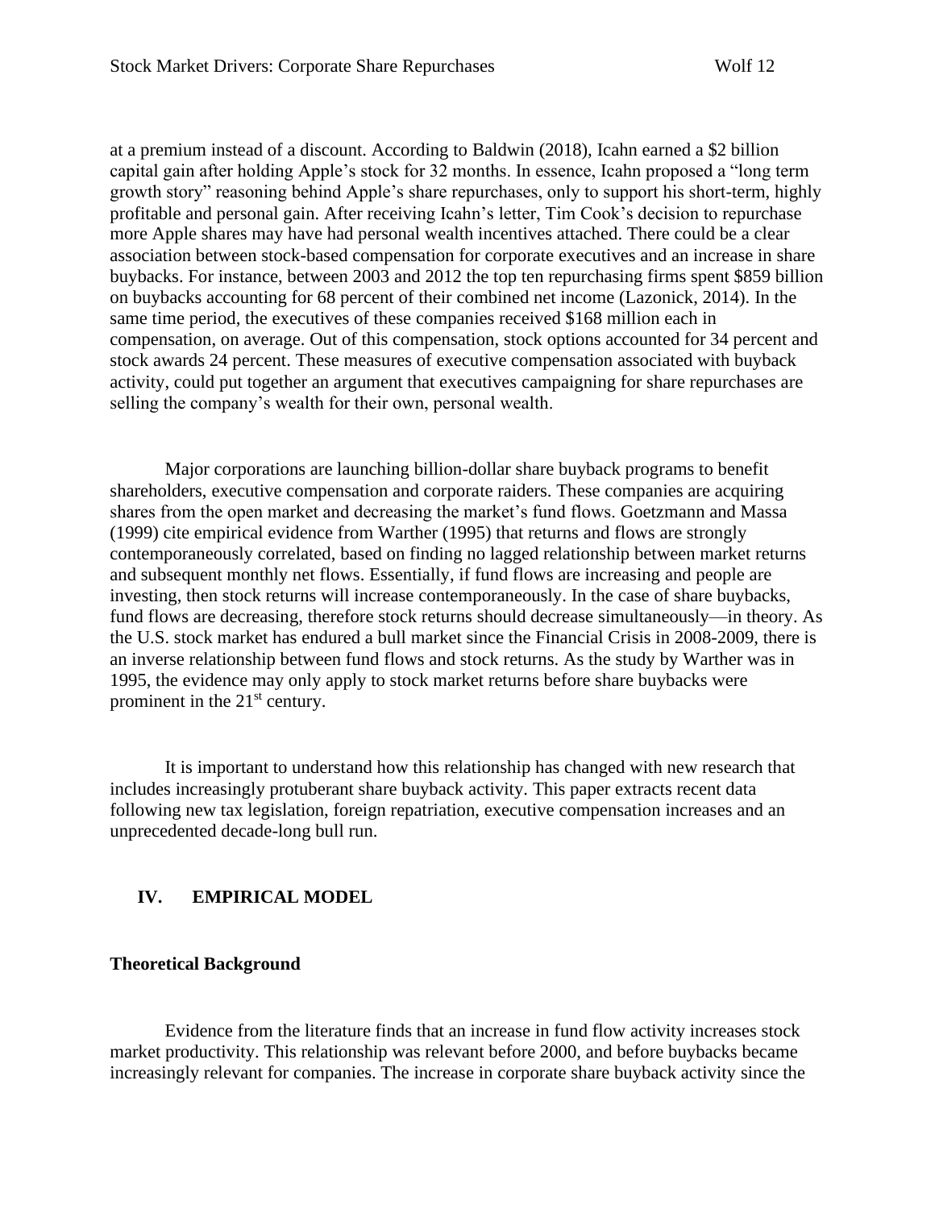at a premium instead of a discount. According to Baldwin (2018), Icahn earned a $2 billion capital gain after holding Apple's stock for 32 months. In essence, Icahn proposed a "long term growth story" reasoning behind Apple's share repurchases, only to support his short-term, highly profitable and personal gain. After receiving Icahn's letter, Tim Cook's decision to repurchase more Apple shares may have had personal wealth incentives attached. There could be a clear association between stock-based compensation for corporate executives and an increase in share buybacks. For instance, between 2003 and 2012 the top ten repurchasing firms spent $859 billion on buybacks accounting for 68 percent of their combined net income (Lazonick, 2014). In the same time period, the executives of these companies received $168 million each in compensation, on average. Out of this compensation, stock options accounted for 34 percent and stock awards 24 percent. These measures of executive compensation associated with buyback activity, could put together an argument that executives campaigning for share repurchases are selling the company's wealth for their own, personal wealth.

Major corporations are launching billion-dollar share buyback programs to benefit shareholders, executive compensation and corporate raiders. These companies are acquiring shares from the open market and decreasing the market's fund flows. Goetzmann and Massa (1999) cite empirical evidence from Warther (1995) that returns and flows are strongly contemporaneously correlated, based on finding no lagged relationship between market returns and subsequent monthly net flows. Essentially, if fund flows are increasing and people are investing, then stock returns will increase contemporaneously. In the case of share buybacks, fund flows are decreasing, therefore stock returns should decrease simultaneously—in theory. As the U.S. stock market has endured a bull market since the Financial Crisis in 2008-2009, there is an inverse relationship between fund flows and stock returns. As the study by Warther was in 1995, the evidence may only apply to stock market returns before share buybacks were prominent in the 21st century.

It is important to understand how this relationship has changed with new research that includes increasingly protuberant share buyback activity. This paper extracts recent data following new tax legislation, foreign repatriation, executive compensation increases and an unprecedented decade-long bull run.

## IV. EMPIRICAL MODEL

### Theoretical Background

Evidence from the literature finds that an increase in fund flow activity increases stock market productivity. This relationship was relevant before 2000, and before buybacks became increasingly relevant for companies. The increase in corporate share buyback activity since the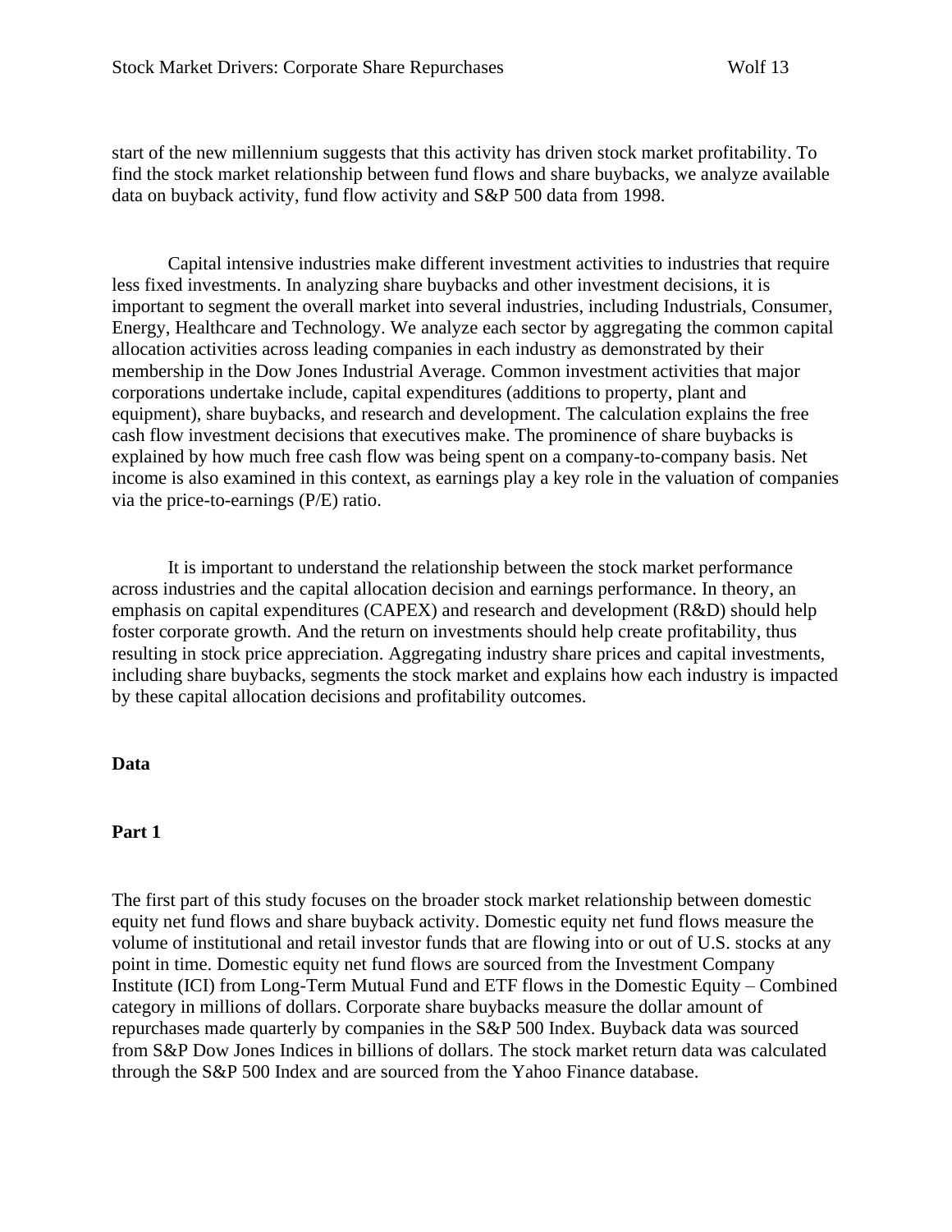start of the new millennium suggests that this activity has driven stock market profitability. To find the stock market relationship between fund flows and share buybacks, we analyze available data on buyback activity, fund flow activity and S&P 500 data from 1998.

Capital intensive industries make different investment activities to industries that require less fixed investments. In analyzing share buybacks and other investment decisions, it is important to segment the overall market into several industries, including Industrials, Consumer, Energy, Healthcare and Technology. We analyze each sector by aggregating the common capital allocation activities across leading companies in each industry as demonstrated by their membership in the Dow Jones Industrial Average. Common investment activities that major corporations undertake include, capital expenditures (additions to property, plant and equipment), share buybacks, and research and development. The calculation explains the free cash flow investment decisions that executives make. The prominence of share buybacks is explained by how much free cash flow was being spent on a company-to-company basis. Net income is also examined in this context, as earnings play a key role in the valuation of companies via the price-to-earnings (P/E) ratio.

It is important to understand the relationship between the stock market performance across industries and the capital allocation decision and earnings performance. In theory, an emphasis on capital expenditures (CAPEX) and research and development (R&D) should help foster corporate growth. And the return on investments should help create profitability, thus resulting in stock price appreciation. Aggregating industry share prices and capital investments, including share buybacks, segments the stock market and explains how each industry is impacted by these capital allocation decisions and profitability outcomes.

## Data

### Part 1

The first part of this study focuses on the broader stock market relationship between domestic equity net fund flows and share buyback activity. Domestic equity net fund flows measure the volume of institutional and retail investor funds that are flowing into or out of U.S. stocks at any point in time. Domestic equity net fund flows are sourced from the Investment Company Institute (ICI) from Long-Term Mutual Fund and ETF flows in the Domestic Equity – Combined category in millions of dollars. Corporate share buybacks measure the dollar amount of repurchases made quarterly by companies in the S&P 500 Index. Buyback data was sourced from S&P Dow Jones Indices in billions of dollars. The stock market return data was calculated through the S&P 500 Index and are sourced from the Yahoo Finance database.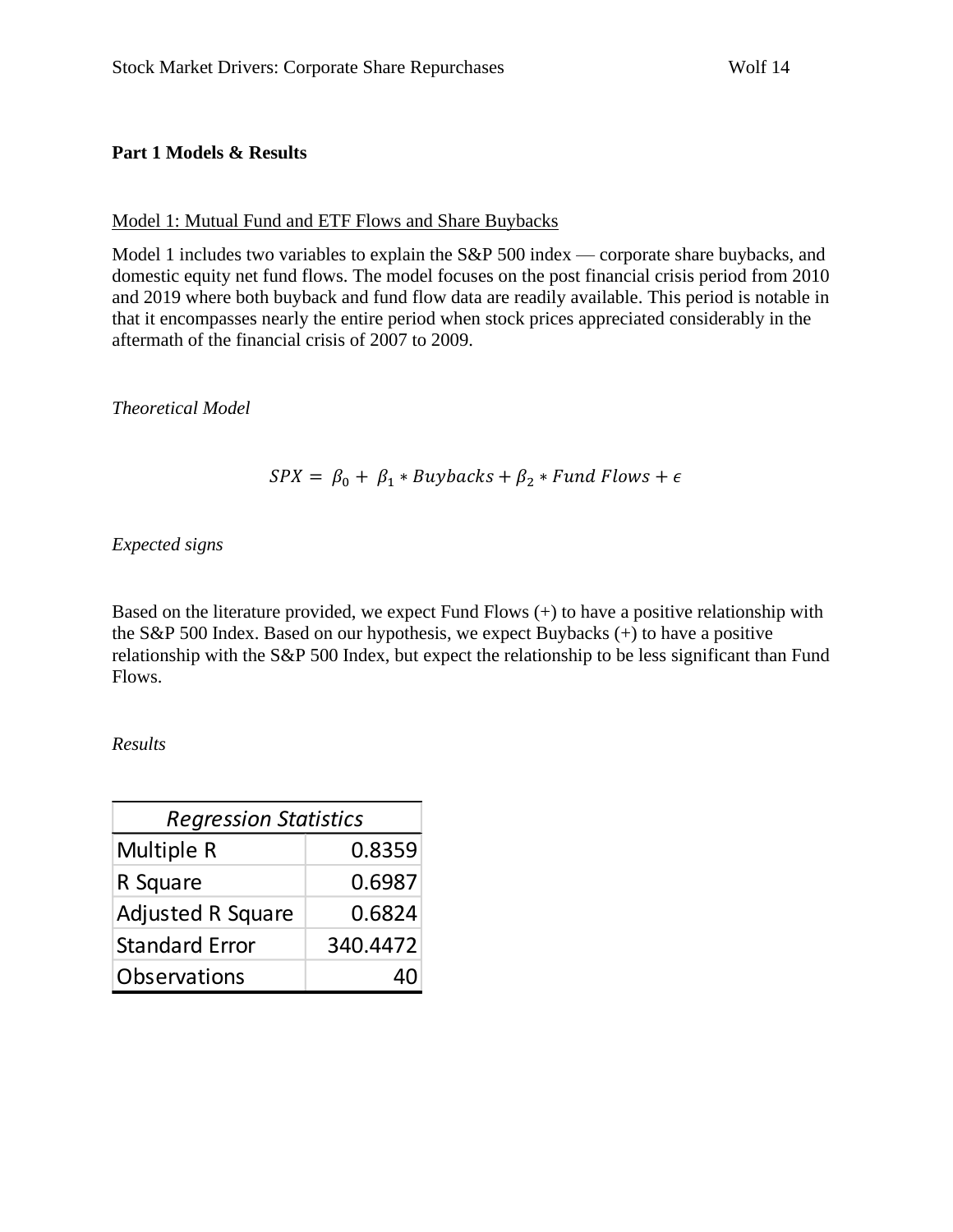**Part 1 Models & Results**

Model 1: Mutual Fund and ETF Flows and Share Buybacks

Model 1 includes two variables to explain the S&P 500 index — corporate share buybacks, and domestic equity net fund flows. The model focuses on the post financial crisis period from 2010 and 2019 where both buyback and fund flow data are readily available. This period is notable in that it encompasses nearly the entire period when stock prices appreciated considerably in the aftermath of the financial crisis of 2007 to 2009.

*Theoretical Model*

$$SPX = \beta_0 + \beta_1 * Buybacks + \beta_2 * Fund\ Flows + \epsilon$$

*Expected signs*

Based on the literature provided, we expect Fund Flows (+) to have a positive relationship with the S&P 500 Index. Based on our hypothesis, we expect Buybacks (+) to have a positive relationship with the S&P 500 Index, but expect the relationship to be less significant than Fund Flows.

*Results*

| *Regression Statistics* | |
|---|---|
| Multiple R | 0.8359 |
| R Square | 0.6987 |
| Adjusted R Square | 0.6824 |
| Standard Error | 340.4472 |
| Observations | 40 |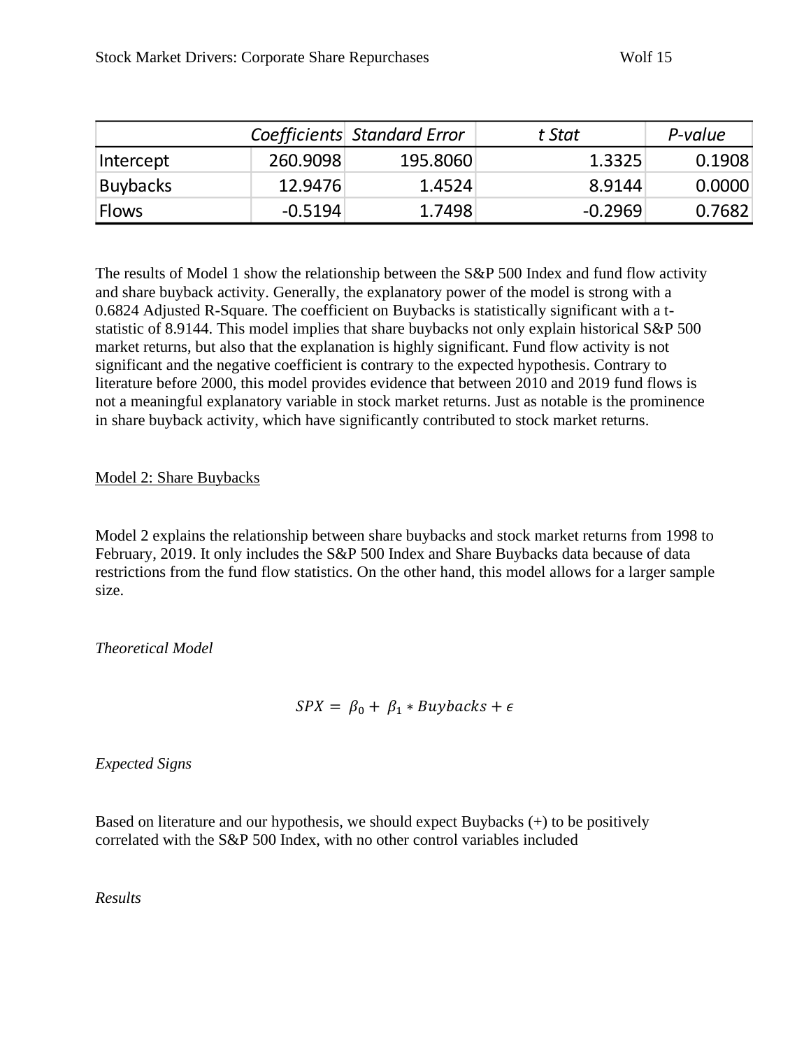| | *Coefficients* | *Standard Error* | *t Stat* | *P-value* |
|---|---|---|---|---|
| Intercept | 260.9098 | 195.8060 | 1.3325 | 0.1908 |
| Buybacks | 12.9476 | 1.4524 | 8.9144 | 0.0000 |
| Flows | -0.5194 | 1.7498 | -0.2969 | 0.7682 |

The results of Model 1 show the relationship between the S&P 500 Index and fund flow activity and share buyback activity. Generally, the explanatory power of the model is strong with a 0.6824 Adjusted R-Square. The coefficient on Buybacks is statistically significant with a t-statistic of 8.9144. This model implies that share buybacks not only explain historical S&P 500 market returns, but also that the explanation is highly significant. Fund flow activity is not significant and the negative coefficient is contrary to the expected hypothesis. Contrary to literature before 2000, this model provides evidence that between 2010 and 2019 fund flows is not a meaningful explanatory variable in stock market returns. Just as notable is the prominence in share buyback activity, which have significantly contributed to stock market returns.

<u>Model 2: Share Buybacks</u>

Model 2 explains the relationship between share buybacks and stock market returns from 1998 to February, 2019. It only includes the S&P 500 Index and Share Buybacks data because of data restrictions from the fund flow statistics. On the other hand, this model allows for a larger sample size.

*Theoretical Model*

$$SPX = \beta_0 + \beta_1 * Buybacks + \epsilon$$

*Expected Signs*

Based on literature and our hypothesis, we should expect Buybacks (+) to be positively correlated with the S&P 500 Index, with no other control variables included

*Results*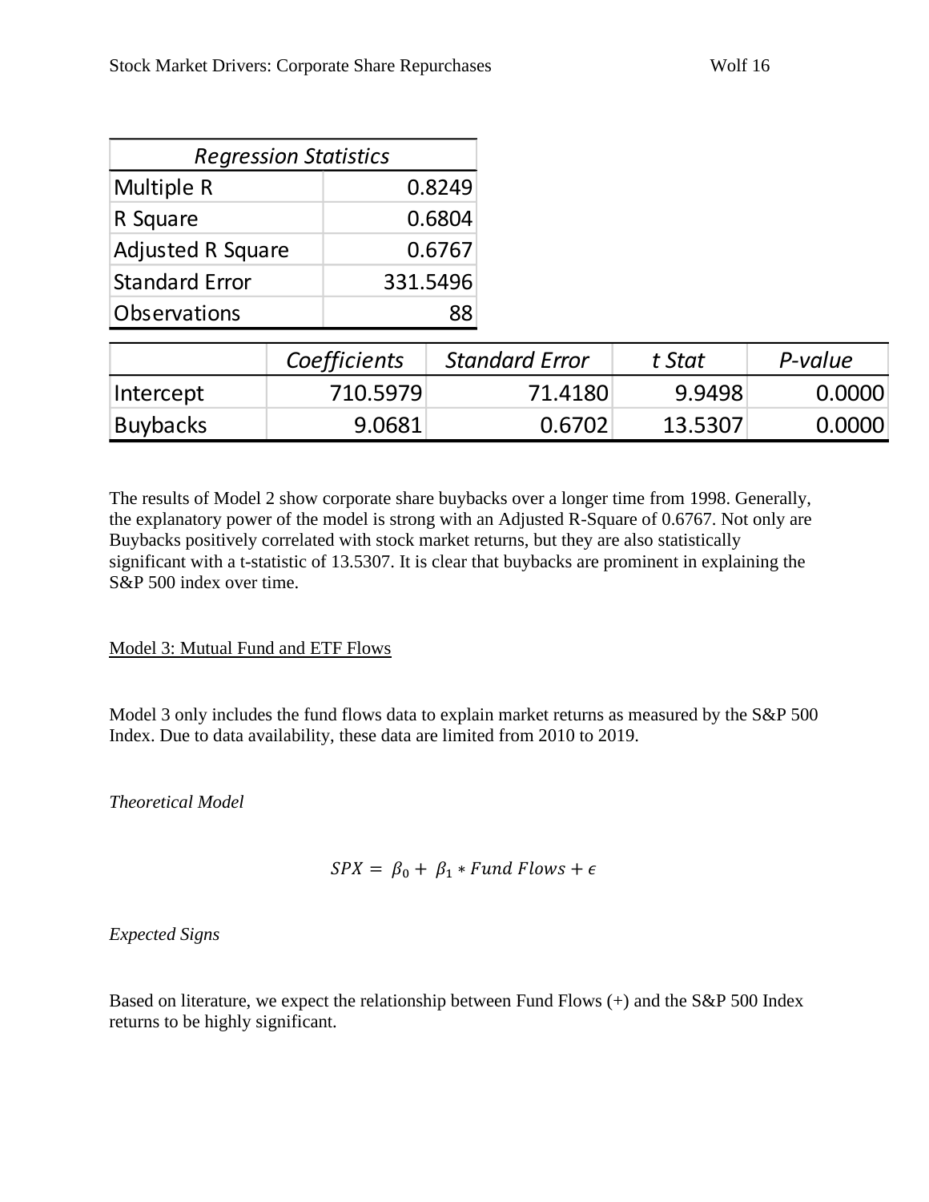| Regression Statistics | |
|---|---|
| Multiple R | 0.8249 |
| R Square | 0.6804 |
| Adjusted R Square | 0.6767 |
| Standard Error | 331.5496 |
| Observations | 88 |

| | *Coefficients* | *Standard Error* | *t Stat* | *P-value* |
|---|---|---|---|---|
| Intercept | 710.5979 | 71.4180 | 9.9498 | 0.0000 |
| Buybacks | 9.0681 | 0.6702 | 13.5307 | 0.0000 |

The results of Model 2 show corporate share buybacks over a longer time from 1998. Generally, the explanatory power of the model is strong with an Adjusted R-Square of 0.6767. Not only are Buybacks positively correlated with stock market returns, but they are also statistically significant with a t-statistic of 13.5307. It is clear that buybacks are prominent in explaining the S&P 500 index over time.

Model 3: Mutual Fund and ETF Flows

Model 3 only includes the fund flows data to explain market returns as measured by the S&P 500 Index. Due to data availability, these data are limited from 2010 to 2019.

*Theoretical Model*

$$SPX = \beta_0 + \beta_1 * Fund\ Flows + \epsilon$$

*Expected Signs*

Based on literature, we expect the relationship between Fund Flows (+) and the S&P 500 Index returns to be highly significant.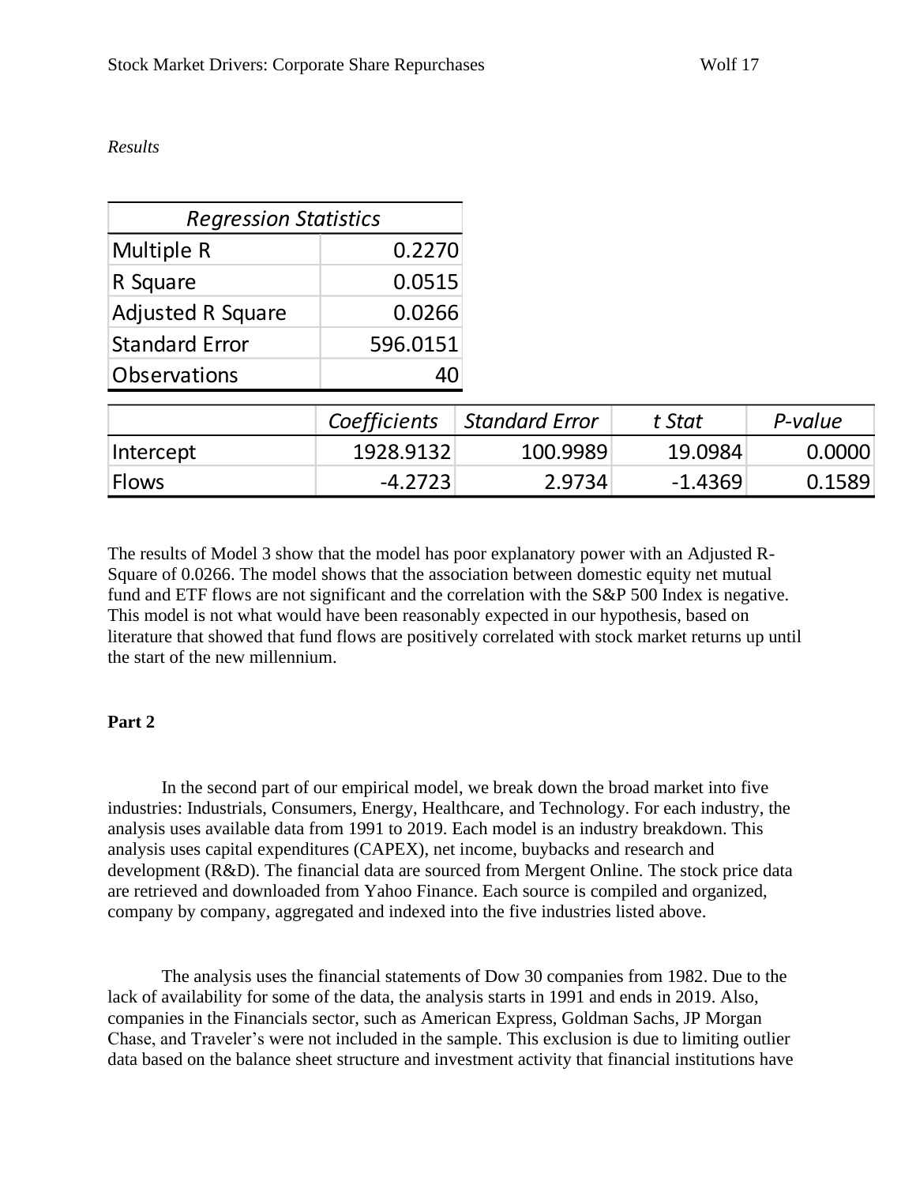*Results*

| *Regression Statistics* | |
|---|---|
| Multiple R | 0.2270 |
| R Square | 0.0515 |
| Adjusted R Square | 0.0266 |
| Standard Error | 596.0151 |
| Observations | 40 |

| | *Coefficients* | *Standard Error* | *t Stat* | *P-value* |
|---|---|---|---|---|
| Intercept | 1928.9132 | 100.9989 | 19.0984 | 0.0000 |
| Flows | -4.2723 | 2.9734 | -1.4369 | 0.1589 |

The results of Model 3 show that the model has poor explanatory power with an Adjusted R-Square of 0.0266. The model shows that the association between domestic equity net mutual fund and ETF flows are not significant and the correlation with the S&P 500 Index is negative. This model is not what would have been reasonably expected in our hypothesis, based on literature that showed that fund flows are positively correlated with stock market returns up until the start of the new millennium.

**Part 2**

In the second part of our empirical model, we break down the broad market into five industries: Industrials, Consumers, Energy, Healthcare, and Technology. For each industry, the analysis uses available data from 1991 to 2019. Each model is an industry breakdown. This analysis uses capital expenditures (CAPEX), net income, buybacks and research and development (R&D). The financial data are sourced from Mergent Online. The stock price data are retrieved and downloaded from Yahoo Finance. Each source is compiled and organized, company by company, aggregated and indexed into the five industries listed above.

The analysis uses the financial statements of Dow 30 companies from 1982. Due to the lack of availability for some of the data, the analysis starts in 1991 and ends in 2019. Also, companies in the Financials sector, such as American Express, Goldman Sachs, JP Morgan Chase, and Traveler's were not included in the sample. This exclusion is due to limiting outlier data based on the balance sheet structure and investment activity that financial institutions have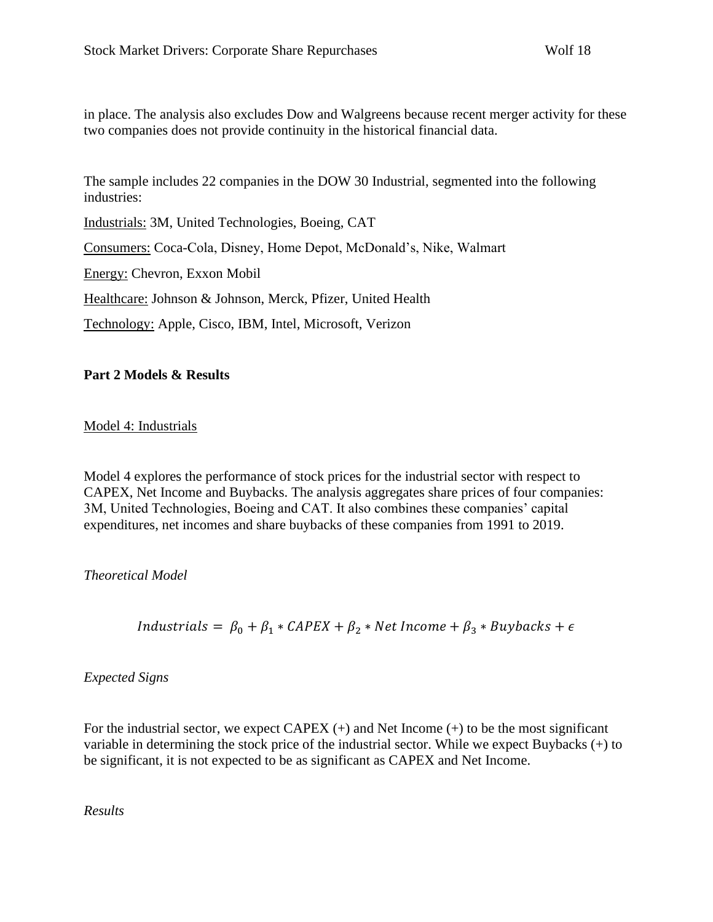in place. The analysis also excludes Dow and Walgreens because recent merger activity for these two companies does not provide continuity in the historical financial data.

The sample includes 22 companies in the DOW 30 Industrial, segmented into the following industries:

<u>Industrials:</u> 3M, United Technologies, Boeing, CAT

<u>Consumers:</u> Coca-Cola, Disney, Home Depot, McDonald's, Nike, Walmart

<u>Energy:</u> Chevron, Exxon Mobil

<u>Healthcare:</u> Johnson & Johnson, Merck, Pfizer, United Health

<u>Technology:</u> Apple, Cisco, IBM, Intel, Microsoft, Verizon

**Part 2 Models & Results**

<u>Model 4: Industrials</u>

Model 4 explores the performance of stock prices for the industrial sector with respect to CAPEX, Net Income and Buybacks. The analysis aggregates share prices of four companies: 3M, United Technologies, Boeing and CAT. It also combines these companies' capital expenditures, net incomes and share buybacks of these companies from 1991 to 2019.

*Theoretical Model*

$$Industrials = \beta_0 + \beta_1 * CAPEX + \beta_2 * Net\ Income + \beta_3 * Buybacks + \epsilon$$

*Expected Signs*

For the industrial sector, we expect CAPEX (+) and Net Income (+) to be the most significant variable in determining the stock price of the industrial sector. While we expect Buybacks (+) to be significant, it is not expected to be as significant as CAPEX and Net Income.

*Results*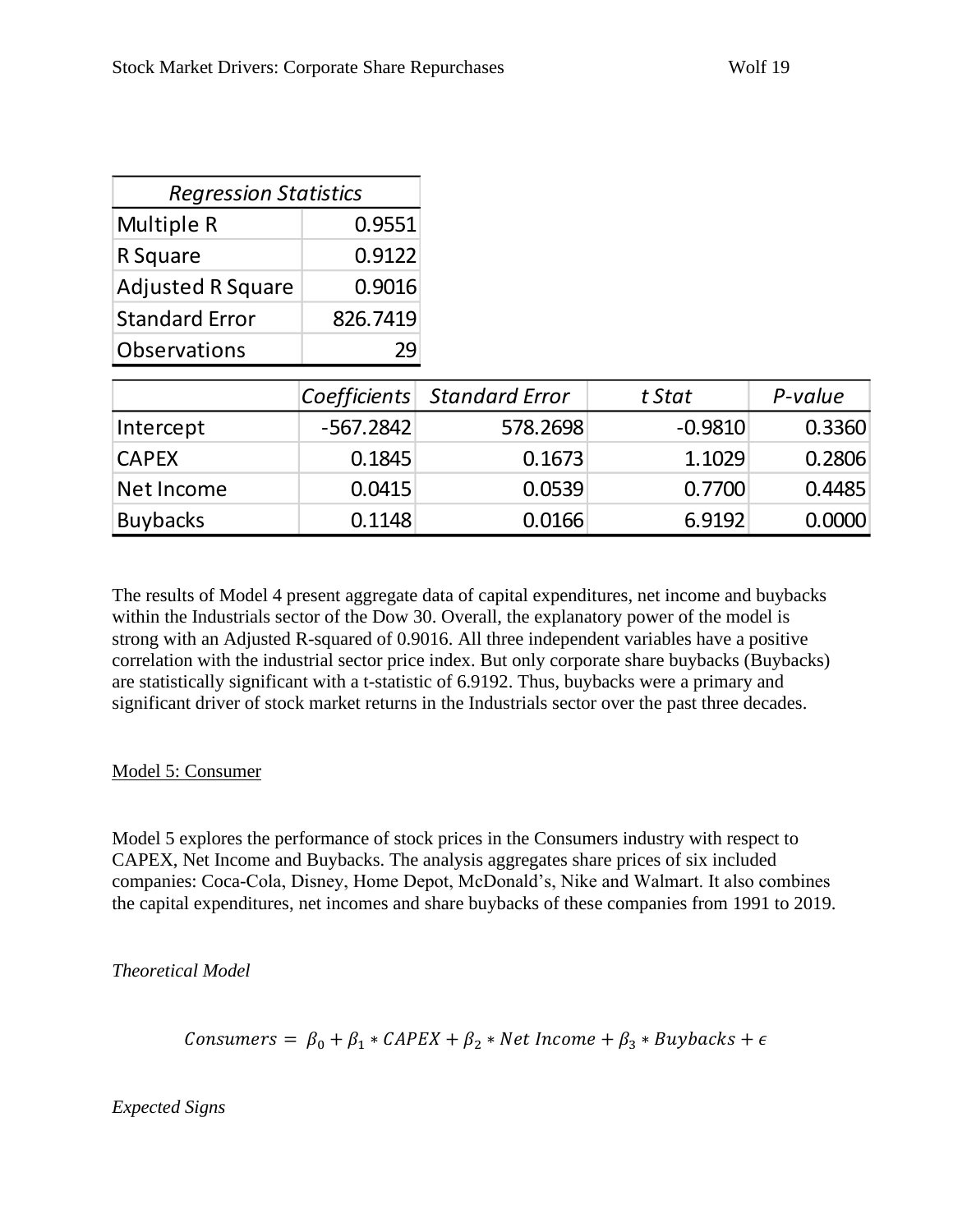| *Regression Statistics* | |
|---|---|
| Multiple R | 0.9551 |
| R Square | 0.9122 |
| Adjusted R Square | 0.9016 |
| Standard Error | 826.7419 |
| Observations | 29 |

| | *Coefficients* | *Standard Error* | *t Stat* | *P-value* |
|---|---|---|---|---|
| Intercept | -567.2842 | 578.2698 | -0.9810 | 0.3360 |
| CAPEX | 0.1845 | 0.1673 | 1.1029 | 0.2806 |
| Net Income | 0.0415 | 0.0539 | 0.7700 | 0.4485 |
| Buybacks | 0.1148 | 0.0166 | 6.9192 | 0.0000 |

The results of Model 4 present aggregate data of capital expenditures, net income and buybacks within the Industrials sector of the Dow 30. Overall, the explanatory power of the model is strong with an Adjusted R-squared of 0.9016. All three independent variables have a positive correlation with the industrial sector price index. But only corporate share buybacks (Buybacks) are statistically significant with a t-statistic of 6.9192. Thus, buybacks were a primary and significant driver of stock market returns in the Industrials sector over the past three decades.

Model 5: Consumer

Model 5 explores the performance of stock prices in the Consumers industry with respect to CAPEX, Net Income and Buybacks. The analysis aggregates share prices of six included companies: Coca-Cola, Disney, Home Depot, McDonald's, Nike and Walmart. It also combines the capital expenditures, net incomes and share buybacks of these companies from 1991 to 2019.

*Theoretical Model*

$$Consumers = \beta_0 + \beta_1 * CAPEX + \beta_2 * Net\ Income + \beta_3 * Buybacks + \epsilon$$

*Expected Signs*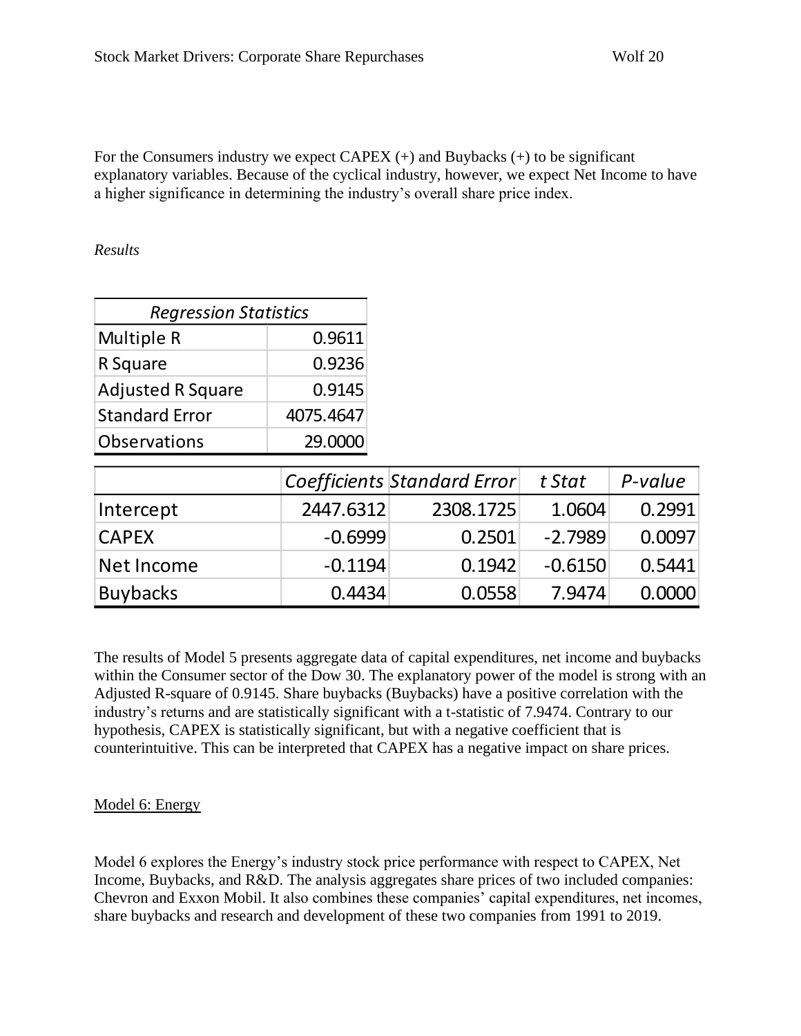For the Consumers industry we expect CAPEX (+) and Buybacks (+) to be significant explanatory variables. Because of the cyclical industry, however, we expect Net Income to have a higher significance in determining the industry's overall share price index.

*Results*

| *Regression Statistics* | |
|---|---|
| Multiple R | 0.9611 |
| R Square | 0.9236 |
| Adjusted R Square | 0.9145 |
| Standard Error | 4075.4647 |
| Observations | 29.0000 |

| | *Coefficients* | *Standard Error* | *t Stat* | *P-value* |
|---|---|---|---|---|
| Intercept | 2447.6312 | 2308.1725 | 1.0604 | 0.2991 |
| CAPEX | -0.6999 | 0.2501 | -2.7989 | 0.0097 |
| Net Income | -0.1194 | 0.1942 | -0.6150 | 0.5441 |
| Buybacks | 0.4434 | 0.0558 | 7.9474 | 0.0000 |

The results of Model 5 presents aggregate data of capital expenditures, net income and buybacks within the Consumer sector of the Dow 30. The explanatory power of the model is strong with an Adjusted R-square of 0.9145. Share buybacks (Buybacks) have a positive correlation with the industry's returns and are statistically significant with a t-statistic of 7.9474. Contrary to our hypothesis, CAPEX is statistically significant, but with a negative coefficient that is counterintuitive. This can be interpreted that CAPEX has a negative impact on share prices.

Model 6: Energy

Model 6 explores the Energy's industry stock price performance with respect to CAPEX, Net Income, Buybacks, and R&D. The analysis aggregates share prices of two included companies: Chevron and Exxon Mobil. It also combines these companies' capital expenditures, net incomes, share buybacks and research and development of these two companies from 1991 to 2019.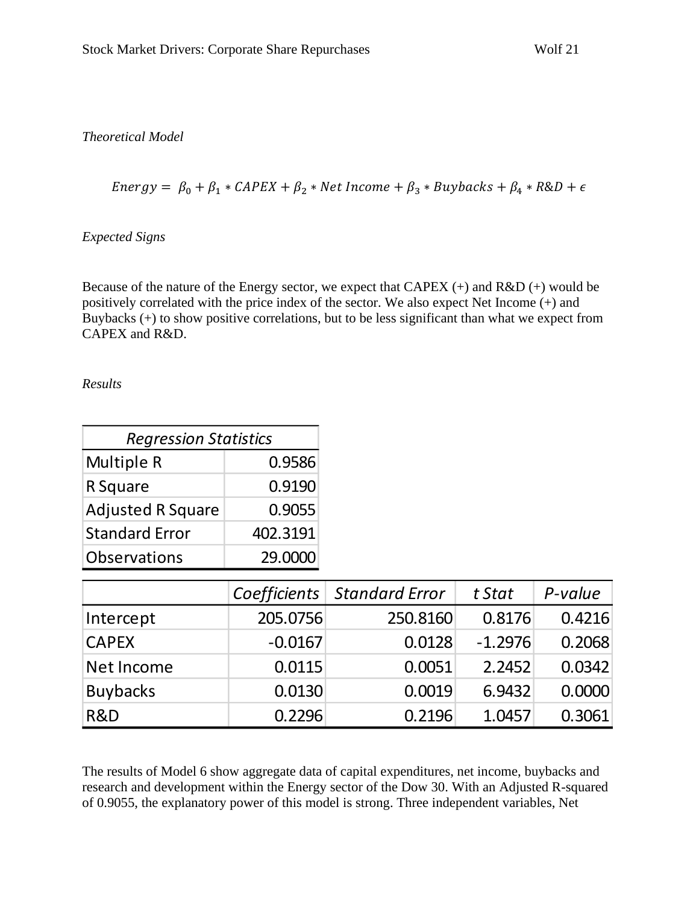*Theoretical Model*

$$Energy = \beta_0 + \beta_1 * CAPEX + \beta_2 * Net\ Income + \beta_3 * Buybacks + \beta_4 * R\&D + \epsilon$$

*Expected Signs*

Because of the nature of the Energy sector, we expect that CAPEX (+) and R&D (+) would be positively correlated with the price index of the sector. We also expect Net Income (+) and Buybacks (+) to show positive correlations, but to be less significant than what we expect from CAPEX and R&D.

*Results*

| *Regression Statistics* | |
|---|---|
| Multiple R | 0.9586 |
| R Square | 0.9190 |
| Adjusted R Square | 0.9055 |
| Standard Error | 402.3191 |
| Observations | 29.0000 |

| | *Coefficients* | *Standard Error* | *t Stat* | *P-value* |
|---|---|---|---|---|
| Intercept | 205.0756 | 250.8160 | 0.8176 | 0.4216 |
| CAPEX | -0.0167 | 0.0128 | -1.2976 | 0.2068 |
| Net Income | 0.0115 | 0.0051 | 2.2452 | 0.0342 |
| Buybacks | 0.0130 | 0.0019 | 6.9432 | 0.0000 |
| R&D | 0.2296 | 0.2196 | 1.0457 | 0.3061 |

The results of Model 6 show aggregate data of capital expenditures, net income, buybacks and research and development within the Energy sector of the Dow 30. With an Adjusted R-squared of 0.9055, the explanatory power of this model is strong. Three independent variables, Net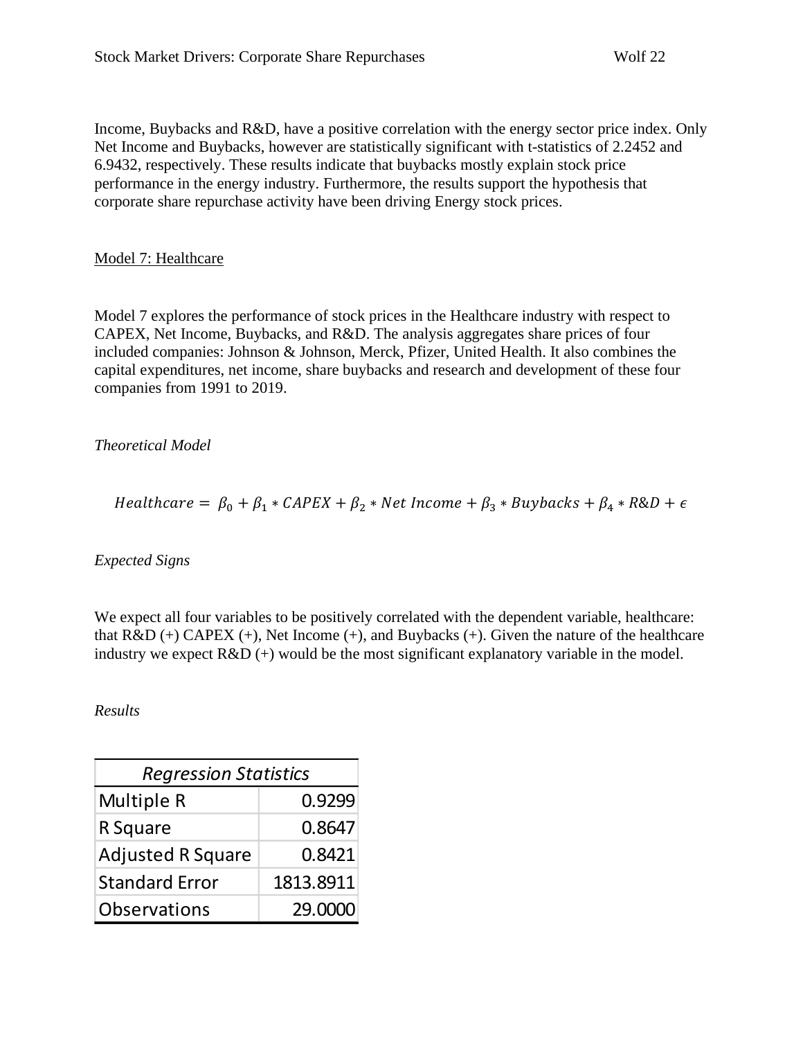Income, Buybacks and R&D, have a positive correlation with the energy sector price index. Only Net Income and Buybacks, however are statistically significant with t-statistics of 2.2452 and 6.9432, respectively. These results indicate that buybacks mostly explain stock price performance in the energy industry. Furthermore, the results support the hypothesis that corporate share repurchase activity have been driving Energy stock prices.

<u>Model 7: Healthcare</u>

Model 7 explores the performance of stock prices in the Healthcare industry with respect to CAPEX, Net Income, Buybacks, and R&D. The analysis aggregates share prices of four included companies: Johnson & Johnson, Merck, Pfizer, United Health. It also combines the capital expenditures, net income, share buybacks and research and development of these four companies from 1991 to 2019.

*Theoretical Model*

$$Healthcare = \beta_0 + \beta_1 * CAPEX + \beta_2 * Net\ Income + \beta_3 * Buybacks + \beta_4 * R\&D + \epsilon$$

*Expected Signs*

We expect all four variables to be positively correlated with the dependent variable, healthcare: that R&D (+) CAPEX (+), Net Income (+), and Buybacks (+). Given the nature of the healthcare industry we expect R&D (+) would be the most significant explanatory variable in the model.

*Results*

| *Regression Statistics* | |
|---|---|
| Multiple R | 0.9299 |
| R Square | 0.8647 |
| Adjusted R Square | 0.8421 |
| Standard Error | 1813.8911 |
| Observations | 29.0000 |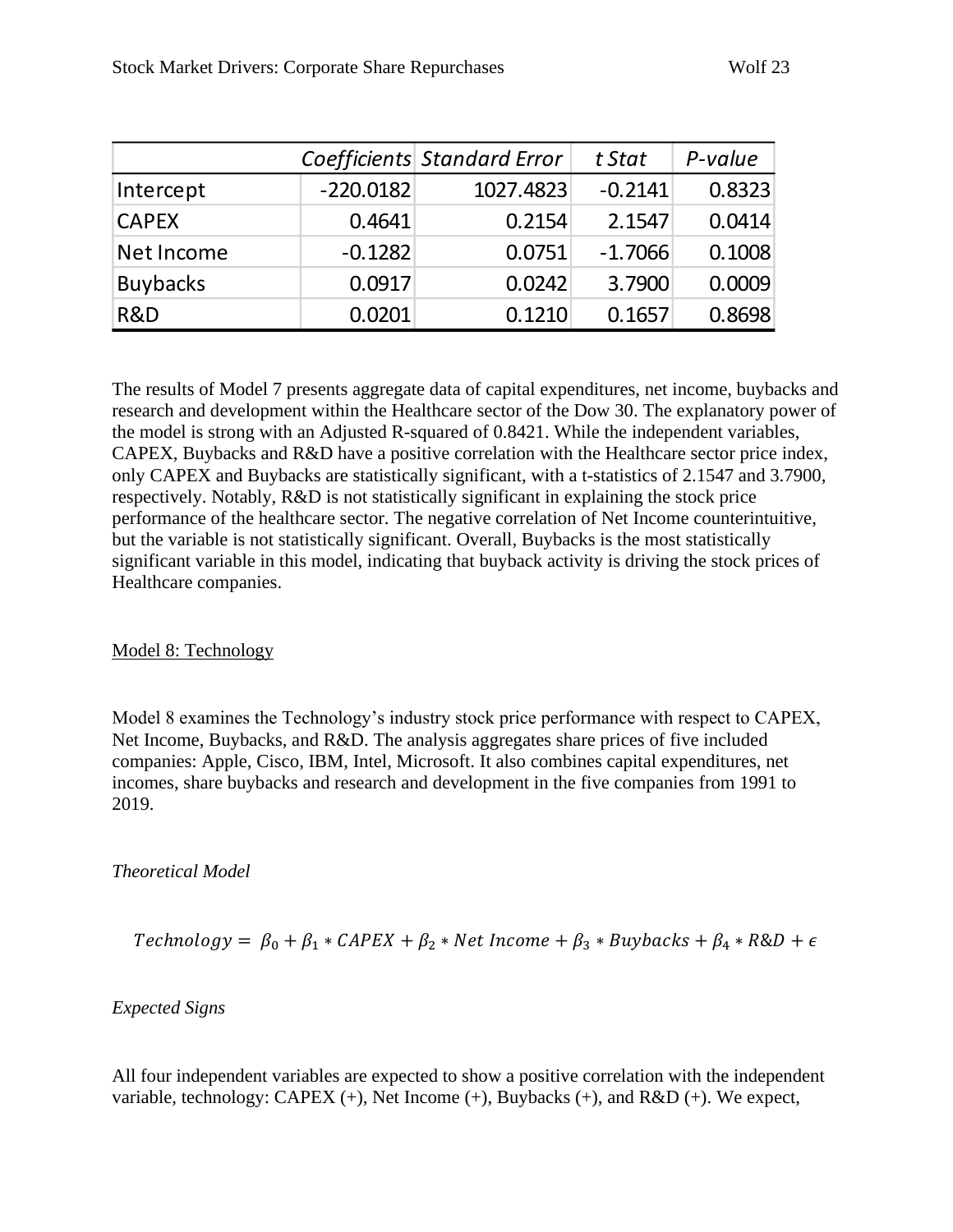|  | *Coefficients* | *Standard Error* | *t Stat* | *P-value* |
| --- | --- | --- | --- | --- |
| Intercept | -220.0182 | 1027.4823 | -0.2141 | 0.8323 |
| CAPEX | 0.4641 | 0.2154 | 2.1547 | 0.0414 |
| Net Income | -0.1282 | 0.0751 | -1.7066 | 0.1008 |
| Buybacks | 0.0917 | 0.0242 | 3.7900 | 0.0009 |
| R&D | 0.0201 | 0.1210 | 0.1657 | 0.8698 |

The results of Model 7 presents aggregate data of capital expenditures, net income, buybacks and research and development within the Healthcare sector of the Dow 30. The explanatory power of the model is strong with an Adjusted R-squared of 0.8421. While the independent variables, CAPEX, Buybacks and R&D have a positive correlation with the Healthcare sector price index, only CAPEX and Buybacks are statistically significant, with a t-statistics of 2.1547 and 3.7900, respectively. Notably, R&D is not statistically significant in explaining the stock price performance of the healthcare sector. The negative correlation of Net Income counterintuitive, but the variable is not statistically significant. Overall, Buybacks is the most statistically significant variable in this model, indicating that buyback activity is driving the stock prices of Healthcare companies.

<u>Model 8: Technology</u>

Model 8 examines the Technology's industry stock price performance with respect to CAPEX, Net Income, Buybacks, and R&D. The analysis aggregates share prices of five included companies: Apple, Cisco, IBM, Intel, Microsoft. It also combines capital expenditures, net incomes, share buybacks and research and development in the five companies from 1991 to 2019.

*Theoretical Model*

$$Technology = \beta_0 + \beta_1 * CAPEX + \beta_2 * Net\ Income + \beta_3 * Buybacks + \beta_4 * R\&D + \epsilon$$

*Expected Signs*

All four independent variables are expected to show a positive correlation with the independent variable, technology: CAPEX (+), Net Income (+), Buybacks (+), and R&D (+). We expect,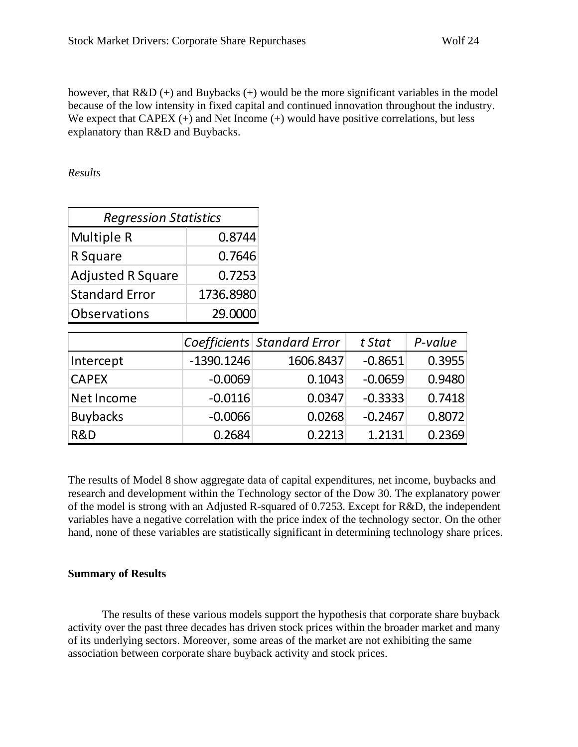however, that R&D (+) and Buybacks (+) would be the more significant variables in the model because of the low intensity in fixed capital and continued innovation throughout the industry. We expect that CAPEX (+) and Net Income (+) would have positive correlations, but less explanatory than R&D and Buybacks.

*Results*

| *Regression Statistics* | |
|---|---|
| Multiple R | 0.8744 |
| R Square | 0.7646 |
| Adjusted R Square | 0.7253 |
| Standard Error | 1736.8980 |
| Observations | 29.0000 |

| | *Coefficients* | *Standard Error* | *t Stat* | *P-value* |
|---|---|---|---|---|
| Intercept | -1390.1246 | 1606.8437 | -0.8651 | 0.3955 |
| CAPEX | -0.0069 | 0.1043 | -0.0659 | 0.9480 |
| Net Income | -0.0116 | 0.0347 | -0.3333 | 0.7418 |
| Buybacks | -0.0066 | 0.0268 | -0.2467 | 0.8072 |
| R&D | 0.2684 | 0.2213 | 1.2131 | 0.2369 |

The results of Model 8 show aggregate data of capital expenditures, net income, buybacks and research and development within the Technology sector of the Dow 30. The explanatory power of the model is strong with an Adjusted R-squared of 0.7253. Except for R&D, the independent variables have a negative correlation with the price index of the technology sector. On the other hand, none of these variables are statistically significant in determining technology share prices.

**Summary of Results**

The results of these various models support the hypothesis that corporate share buyback activity over the past three decades has driven stock prices within the broader market and many of its underlying sectors. Moreover, some areas of the market are not exhibiting the same association between corporate share buyback activity and stock prices.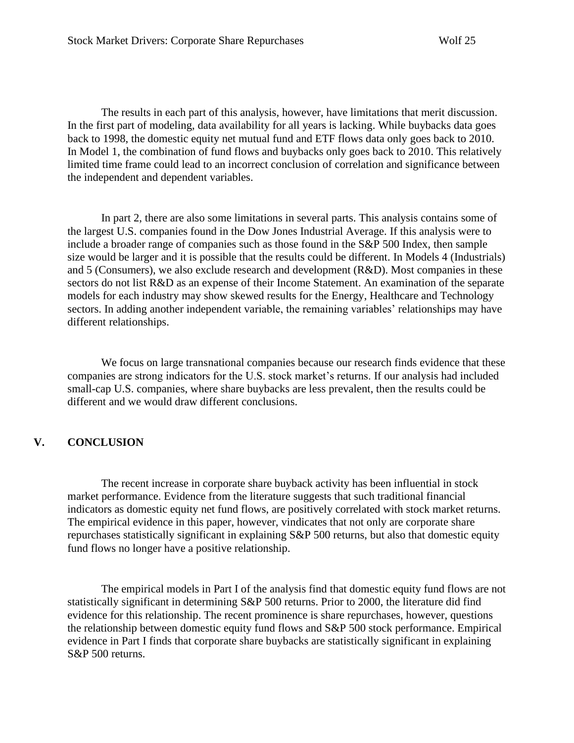The results in each part of this analysis, however, have limitations that merit discussion. In the first part of modeling, data availability for all years is lacking. While buybacks data goes back to 1998, the domestic equity net mutual fund and ETF flows data only goes back to 2010. In Model 1, the combination of fund flows and buybacks only goes back to 2010. This relatively limited time frame could lead to an incorrect conclusion of correlation and significance between the independent and dependent variables.

In part 2, there are also some limitations in several parts. This analysis contains some of the largest U.S. companies found in the Dow Jones Industrial Average. If this analysis were to include a broader range of companies such as those found in the S&P 500 Index, then sample size would be larger and it is possible that the results could be different. In Models 4 (Industrials) and 5 (Consumers), we also exclude research and development (R&D). Most companies in these sectors do not list R&D as an expense of their Income Statement. An examination of the separate models for each industry may show skewed results for the Energy, Healthcare and Technology sectors. In adding another independent variable, the remaining variables' relationships may have different relationships.

We focus on large transnational companies because our research finds evidence that these companies are strong indicators for the U.S. stock market's returns. If our analysis had included small-cap U.S. companies, where share buybacks are less prevalent, then the results could be different and we would draw different conclusions.

## V. CONCLUSION

The recent increase in corporate share buyback activity has been influential in stock market performance. Evidence from the literature suggests that such traditional financial indicators as domestic equity net fund flows, are positively correlated with stock market returns. The empirical evidence in this paper, however, vindicates that not only are corporate share repurchases statistically significant in explaining S&P 500 returns, but also that domestic equity fund flows no longer have a positive relationship.

The empirical models in Part I of the analysis find that domestic equity fund flows are not statistically significant in determining S&P 500 returns. Prior to 2000, the literature did find evidence for this relationship. The recent prominence is share repurchases, however, questions the relationship between domestic equity fund flows and S&P 500 stock performance. Empirical evidence in Part I finds that corporate share buybacks are statistically significant in explaining S&P 500 returns.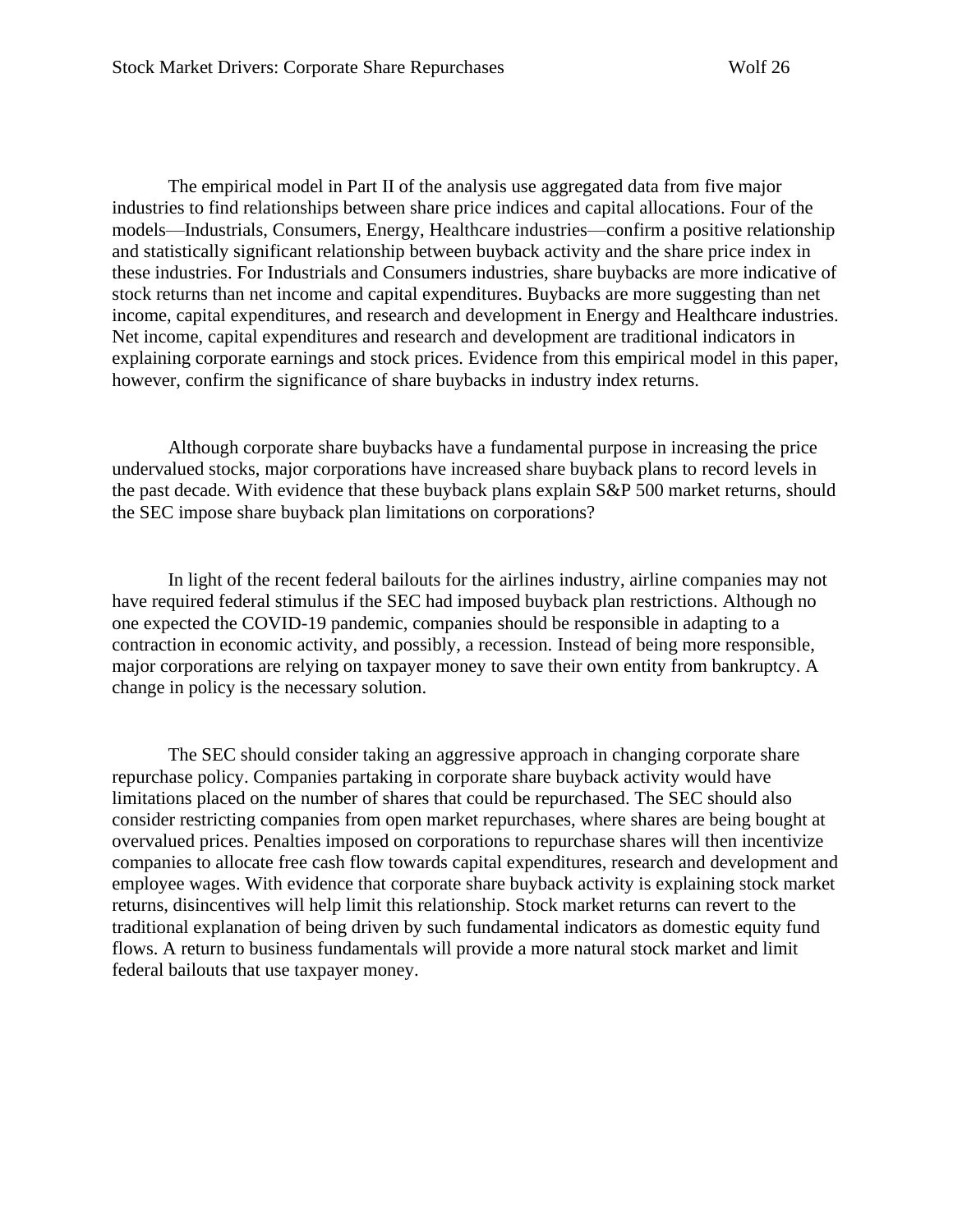The empirical model in Part II of the analysis use aggregated data from five major industries to find relationships between share price indices and capital allocations. Four of the models—Industrials, Consumers, Energy, Healthcare industries—confirm a positive relationship and statistically significant relationship between buyback activity and the share price index in these industries. For Industrials and Consumers industries, share buybacks are more indicative of stock returns than net income and capital expenditures. Buybacks are more suggesting than net income, capital expenditures, and research and development in Energy and Healthcare industries. Net income, capital expenditures and research and development are traditional indicators in explaining corporate earnings and stock prices. Evidence from this empirical model in this paper, however, confirm the significance of share buybacks in industry index returns.

Although corporate share buybacks have a fundamental purpose in increasing the price undervalued stocks, major corporations have increased share buyback plans to record levels in the past decade. With evidence that these buyback plans explain S&P 500 market returns, should the SEC impose share buyback plan limitations on corporations?

In light of the recent federal bailouts for the airlines industry, airline companies may not have required federal stimulus if the SEC had imposed buyback plan restrictions. Although no one expected the COVID-19 pandemic, companies should be responsible in adapting to a contraction in economic activity, and possibly, a recession. Instead of being more responsible, major corporations are relying on taxpayer money to save their own entity from bankruptcy. A change in policy is the necessary solution.

The SEC should consider taking an aggressive approach in changing corporate share repurchase policy. Companies partaking in corporate share buyback activity would have limitations placed on the number of shares that could be repurchased. The SEC should also consider restricting companies from open market repurchases, where shares are being bought at overvalued prices. Penalties imposed on corporations to repurchase shares will then incentivize companies to allocate free cash flow towards capital expenditures, research and development and employee wages. With evidence that corporate share buyback activity is explaining stock market returns, disincentives will help limit this relationship. Stock market returns can revert to the traditional explanation of being driven by such fundamental indicators as domestic equity fund flows. A return to business fundamentals will provide a more natural stock market and limit federal bailouts that use taxpayer money.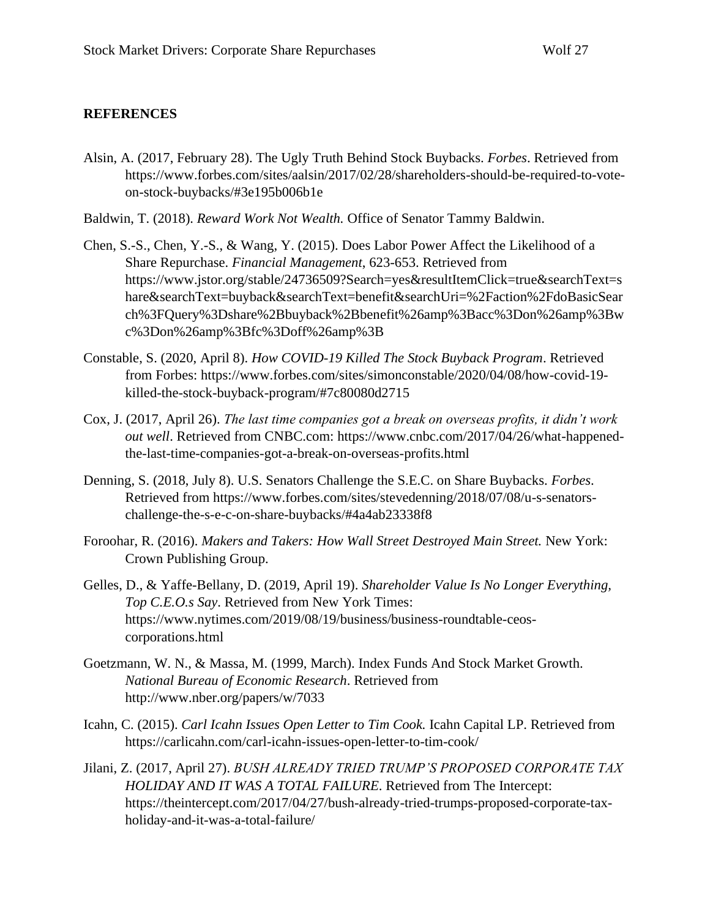**REFERENCES**

Alsin, A. (2017, February 28). The Ugly Truth Behind Stock Buybacks. *Forbes*. Retrieved from https://www.forbes.com/sites/aalsin/2017/02/28/shareholders-should-be-required-to-vote-on-stock-buybacks/#3e195b006b1e

Baldwin, T. (2018). *Reward Work Not Wealth.* Office of Senator Tammy Baldwin.

Chen, S.-S., Chen, Y.-S., & Wang, Y. (2015). Does Labor Power Affect the Likelihood of a Share Repurchase. *Financial Management*, 623-653. Retrieved from https://www.jstor.org/stable/24736509?Search=yes&resultItemClick=true&searchText=share&searchText=buyback&searchText=benefit&searchUri=%2Faction%2FdoBasicSearch%3FQuery%3Dshare%2Bbuyback%2Bbenefit%26amp%3Bacc%3Don%26amp%3Bwc%3Don%26amp%3Bfc%3Doff%26amp%3B

Constable, S. (2020, April 8). *How COVID-19 Killed The Stock Buyback Program*. Retrieved from Forbes: https://www.forbes.com/sites/simonconstable/2020/04/08/how-covid-19-killed-the-stock-buyback-program/#7c80080d2715

Cox, J. (2017, April 26). *The last time companies got a break on overseas profits, it didn't work out well*. Retrieved from CNBC.com: https://www.cnbc.com/2017/04/26/what-happened-the-last-time-companies-got-a-break-on-overseas-profits.html

Denning, S. (2018, July 8). U.S. Senators Challenge the S.E.C. on Share Buybacks. *Forbes*. Retrieved from https://www.forbes.com/sites/stevedenning/2018/07/08/u-s-senators-challenge-the-s-e-c-on-share-buybacks/#4a4ab23338f8

Foroohar, R. (2016). *Makers and Takers: How Wall Street Destroyed Main Street.* New York: Crown Publishing Group.

Gelles, D., & Yaffe-Bellany, D. (2019, April 19). *Shareholder Value Is No Longer Everything, Top C.E.O.s Say*. Retrieved from New York Times: https://www.nytimes.com/2019/08/19/business/business-roundtable-ceos-corporations.html

Goetzmann, W. N., & Massa, M. (1999, March). Index Funds And Stock Market Growth. *National Bureau of Economic Research*. Retrieved from http://www.nber.org/papers/w/7033

Icahn, C. (2015). *Carl Icahn Issues Open Letter to Tim Cook.* Icahn Capital LP. Retrieved from https://carlicahn.com/carl-icahn-issues-open-letter-to-tim-cook/

Jilani, Z. (2017, April 27). *BUSH ALREADY TRIED TRUMP'S PROPOSED CORPORATE TAX HOLIDAY AND IT WAS A TOTAL FAILURE*. Retrieved from The Intercept: https://theintercept.com/2017/04/27/bush-already-tried-trumps-proposed-corporate-tax-holiday-and-it-was-a-total-failure/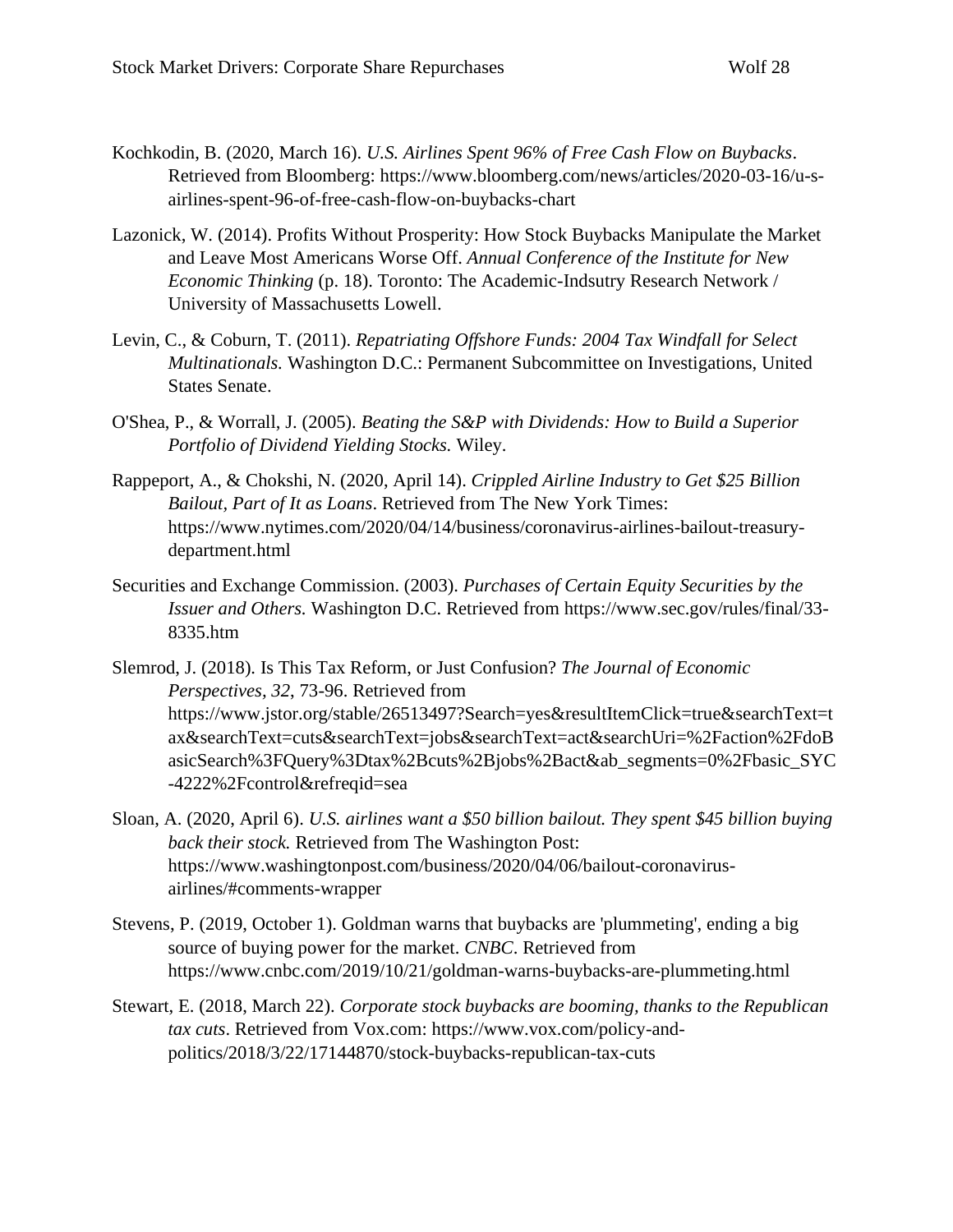Kochkodin, B. (2020, March 16). *U.S. Airlines Spent 96% of Free Cash Flow on Buybacks*. Retrieved from Bloomberg: https://www.bloomberg.com/news/articles/2020-03-16/u-s-airlines-spent-96-of-free-cash-flow-on-buybacks-chart

Lazonick, W. (2014). Profits Without Prosperity: How Stock Buybacks Manipulate the Market and Leave Most Americans Worse Off. *Annual Conference of the Institute for New Economic Thinking* (p. 18). Toronto: The Academic-Indsutry Research Network / University of Massachusetts Lowell.

Levin, C., & Coburn, T. (2011). *Repatriating Offshore Funds: 2004 Tax Windfall for Select Multinationals.* Washington D.C.: Permanent Subcommittee on Investigations, United States Senate.

O'Shea, P., & Worrall, J. (2005). *Beating the S&P with Dividends: How to Build a Superior Portfolio of Dividend Yielding Stocks.* Wiley.

Rappeport, A., & Chokshi, N. (2020, April 14). *Crippled Airline Industry to Get $25 Billion Bailout, Part of It as Loans*. Retrieved from The New York Times: https://www.nytimes.com/2020/04/14/business/coronavirus-airlines-bailout-treasury-department.html

Securities and Exchange Commission. (2003). *Purchases of Certain Equity Securities by the Issuer and Others.* Washington D.C. Retrieved from https://www.sec.gov/rules/final/33-8335.htm

Slemrod, J. (2018). Is This Tax Reform, or Just Confusion? *The Journal of Economic Perspectives, 32*, 73-96. Retrieved from https://www.jstor.org/stable/26513497?Search=yes&resultItemClick=true&searchText=tax&searchText=cuts&searchText=jobs&searchText=act&searchUri=%2Faction%2FdoBasicSearch%3FQuery%3Dtax%2Bcuts%2Bjobs%2Bact&ab_segments=0%2Fbasic_SYC-4222%2Fcontrol&refreqid=sea

Sloan, A. (2020, April 6). *U.S. airlines want a $50 billion bailout. They spent $45 billion buying back their stock.* Retrieved from The Washington Post: https://www.washingtonpost.com/business/2020/04/06/bailout-coronavirus-airlines/#comments-wrapper

Stevens, P. (2019, October 1). Goldman warns that buybacks are 'plummeting', ending a big source of buying power for the market. *CNBC*. Retrieved from https://www.cnbc.com/2019/10/21/goldman-warns-buybacks-are-plummeting.html

Stewart, E. (2018, March 22). *Corporate stock buybacks are booming, thanks to the Republican tax cuts*. Retrieved from Vox.com: https://www.vox.com/policy-and-politics/2018/3/22/17144870/stock-buybacks-republican-tax-cuts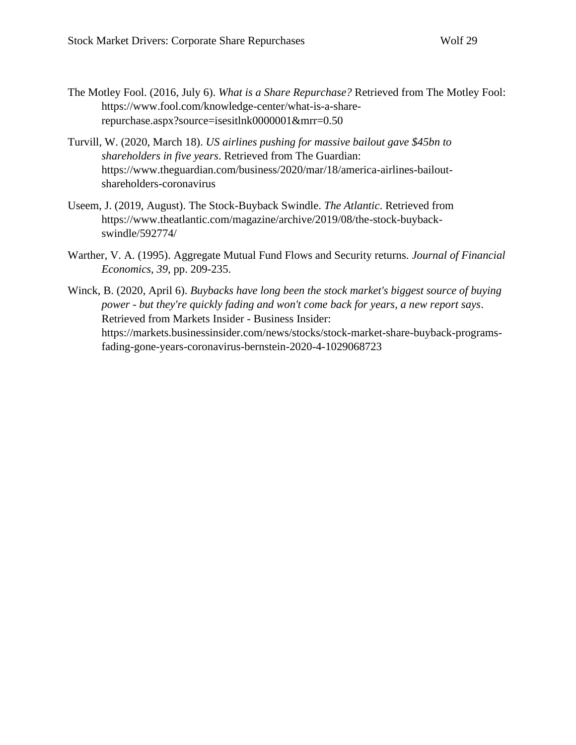The Motley Fool. (2016, July 6). *What is a Share Repurchase?* Retrieved from The Motley Fool: https://www.fool.com/knowledge-center/what-is-a-share-repurchase.aspx?source=isesitlnk0000001&mrr=0.50

Turvill, W. (2020, March 18). *US airlines pushing for massive bailout gave $45bn to shareholders in five years*. Retrieved from The Guardian: https://www.theguardian.com/business/2020/mar/18/america-airlines-bailout-shareholders-coronavirus

Useem, J. (2019, August). The Stock-Buyback Swindle. *The Atlantic*. Retrieved from https://www.theatlantic.com/magazine/archive/2019/08/the-stock-buyback-swindle/592774/

Warther, V. A. (1995). Aggregate Mutual Fund Flows and Security returns. *Journal of Financial Economics, 39*, pp. 209-235.

Winck, B. (2020, April 6). *Buybacks have long been the stock market's biggest source of buying power - but they're quickly fading and won't come back for years, a new report says*. Retrieved from Markets Insider - Business Insider: https://markets.businessinsider.com/news/stocks/stock-market-share-buyback-programs-fading-gone-years-coronavirus-bernstein-2020-4-1029068723